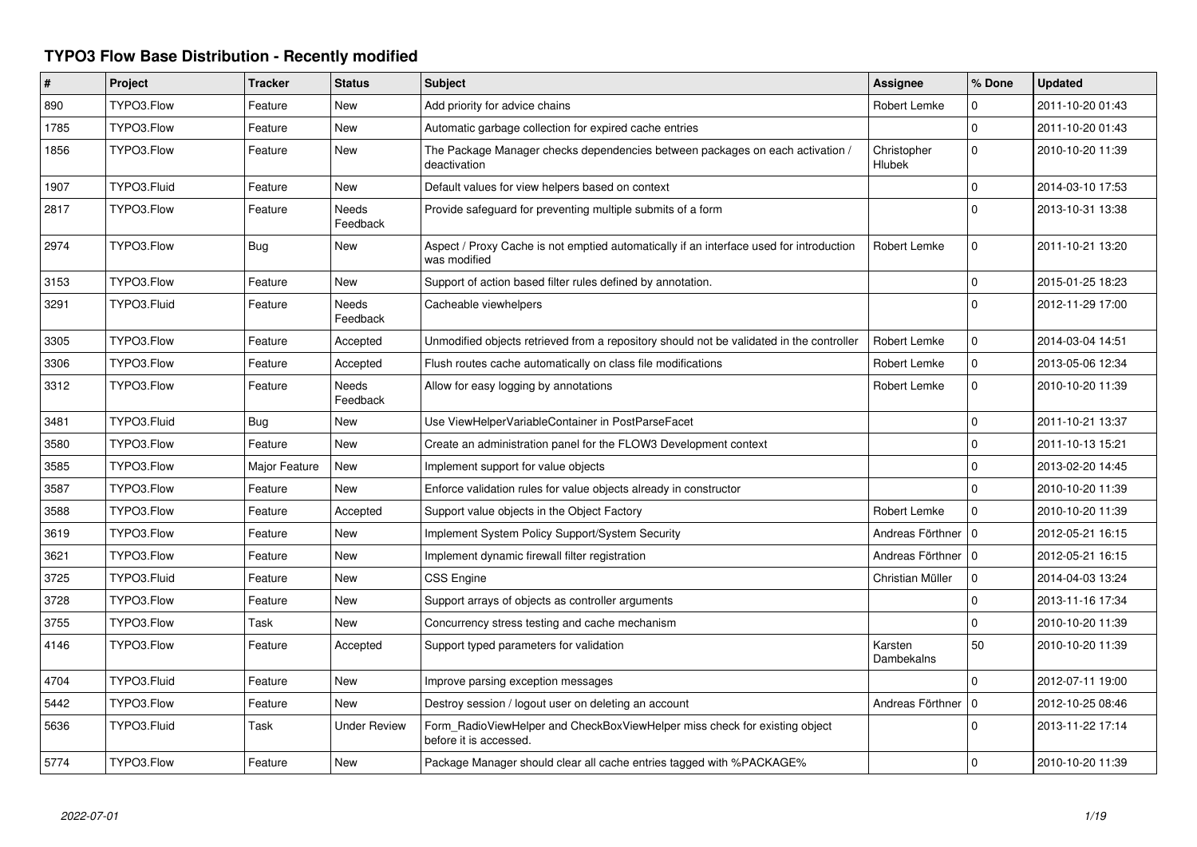# TYPO3 Flow Base Distribution - Recently modified

| # | Project | Tracker | Status | Subject | Assignee | % Done | Updated |
|---|---|---|---|---|---|---|---|
| 890 | TYPO3.Flow | Feature | New | Add priority for advice chains | Robert Lemke | 0 | 2011-10-20 01:43 |
| 1785 | TYPO3.Flow | Feature | New | Automatic garbage collection for expired cache entries | | 0 | 2011-10-20 01:43 |
| 1856 | TYPO3.Flow | Feature | New | The Package Manager checks dependencies between packages on each activation / deactivation | Christopher Hlubek | 0 | 2010-10-20 11:39 |
| 1907 | TYPO3.Fluid | Feature | New | Default values for view helpers based on context | | 0 | 2014-03-10 17:53 |
| 2817 | TYPO3.Flow | Feature | Needs Feedback | Provide safeguard for preventing multiple submits of a form | | 0 | 2013-10-31 13:38 |
| 2974 | TYPO3.Flow | Bug | New | Aspect / Proxy Cache is not emptied automatically if an interface used for introduction was modified | Robert Lemke | 0 | 2011-10-21 13:20 |
| 3153 | TYPO3.Flow | Feature | New | Support of action based filter rules defined by annotation. | | 0 | 2015-01-25 18:23 |
| 3291 | TYPO3.Fluid | Feature | Needs Feedback | Cacheable viewhelpers | | 0 | 2012-11-29 17:00 |
| 3305 | TYPO3.Flow | Feature | Accepted | Unmodified objects retrieved from a repository should not be validated in the controller | Robert Lemke | 0 | 2014-03-04 14:51 |
| 3306 | TYPO3.Flow | Feature | Accepted | Flush routes cache automatically on class file modifications | Robert Lemke | 0 | 2013-05-06 12:34 |
| 3312 | TYPO3.Flow | Feature | Needs Feedback | Allow for easy logging by annotations | Robert Lemke | 0 | 2010-10-20 11:39 |
| 3481 | TYPO3.Fluid | Bug | New | Use ViewHelperVariableContainer in PostParseFacet | | 0 | 2011-10-21 13:37 |
| 3580 | TYPO3.Flow | Feature | New | Create an administration panel for the FLOW3 Development context | | 0 | 2011-10-13 15:21 |
| 3585 | TYPO3.Flow | Major Feature | New | Implement support for value objects | | 0 | 2013-02-20 14:45 |
| 3587 | TYPO3.Flow | Feature | New | Enforce validation rules for value objects already in constructor | | 0 | 2010-10-20 11:39 |
| 3588 | TYPO3.Flow | Feature | Accepted | Support value objects in the Object Factory | Robert Lemke | 0 | 2010-10-20 11:39 |
| 3619 | TYPO3.Flow | Feature | New | Implement System Policy Support/System Security | Andreas Förthner | 0 | 2012-05-21 16:15 |
| 3621 | TYPO3.Flow | Feature | New | Implement dynamic firewall filter registration | Andreas Förthner | 0 | 2012-05-21 16:15 |
| 3725 | TYPO3.Fluid | Feature | New | CSS Engine | Christian Müller | 0 | 2014-04-03 13:24 |
| 3728 | TYPO3.Flow | Feature | New | Support arrays of objects as controller arguments | | 0 | 2013-11-16 17:34 |
| 3755 | TYPO3.Flow | Task | New | Concurrency stress testing and cache mechanism | | 0 | 2010-10-20 11:39 |
| 4146 | TYPO3.Flow | Feature | Accepted | Support typed parameters for validation | Karsten Dambekalns | 50 | 2010-10-20 11:39 |
| 4704 | TYPO3.Fluid | Feature | New | Improve parsing exception messages | | 0 | 2012-07-11 19:00 |
| 5442 | TYPO3.Flow | Feature | New | Destroy session / logout user on deleting an account | Andreas Förthner | 0 | 2012-10-25 08:46 |
| 5636 | TYPO3.Fluid | Task | Under Review | Form_RadioViewHelper and CheckBoxViewHelper miss check for existing object before it is accessed. | | 0 | 2013-11-22 17:14 |
| 5774 | TYPO3.Flow | Feature | New | Package Manager should clear all cache entries tagged with %PACKAGE% | | 0 | 2010-10-20 11:39 |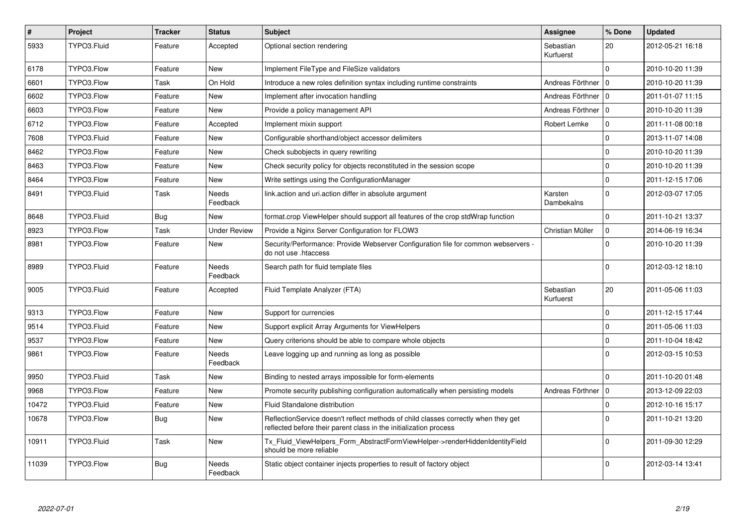| # | Project | Tracker | Status | Subject | Assignee | % Done | Updated |
|---|---|---|---|---|---|---|---|
| 5933 | TYPO3.Fluid | Feature | Accepted | Optional section rendering | Sebastian Kurfuerst | 20 | 2012-05-21 16:18 |
| 6178 | TYPO3.Flow | Feature | New | Implement FileType and FileSize validators | | 0 | 2010-10-20 11:39 |
| 6601 | TYPO3.Flow | Task | On Hold | Introduce a new roles definition syntax including runtime constraints | Andreas Förthner | 0 | 2010-10-20 11:39 |
| 6602 | TYPO3.Flow | Feature | New | Implement after invocation handling | Andreas Förthner | 0 | 2011-01-07 11:15 |
| 6603 | TYPO3.Flow | Feature | New | Provide a policy management API | Andreas Förthner | 0 | 2010-10-20 11:39 |
| 6712 | TYPO3.Flow | Feature | Accepted | Implement mixin support | Robert Lemke | 0 | 2011-11-08 00:18 |
| 7608 | TYPO3.Fluid | Feature | New | Configurable shorthand/object accessor delimiters | | 0 | 2013-11-07 14:08 |
| 8462 | TYPO3.Flow | Feature | New | Check subobjects in query rewriting | | 0 | 2010-10-20 11:39 |
| 8463 | TYPO3.Flow | Feature | New | Check security policy for objects reconstituted in the session scope | | 0 | 2010-10-20 11:39 |
| 8464 | TYPO3.Flow | Feature | New | Write settings using the ConfigurationManager | | 0 | 2011-12-15 17:06 |
| 8491 | TYPO3.Fluid | Task | Needs Feedback | link.action and uri.action differ in absolute argument | Karsten Dambekalns | 0 | 2012-03-07 17:05 |
| 8648 | TYPO3.Fluid | Bug | New | format.crop ViewHelper should support all features of the crop stdWrap function | | 0 | 2011-10-21 13:37 |
| 8923 | TYPO3.Flow | Task | Under Review | Provide a Nginx Server Configuration for FLOW3 | Christian Müller | 0 | 2014-06-19 16:34 |
| 8981 | TYPO3.Flow | Feature | New | Security/Performance: Provide Webserver Configuration file for common webservers - do not use .htaccess | | 0 | 2010-10-20 11:39 |
| 8989 | TYPO3.Fluid | Feature | Needs Feedback | Search path for fluid template files | | 0 | 2012-03-12 18:10 |
| 9005 | TYPO3.Fluid | Feature | Accepted | Fluid Template Analyzer (FTA) | Sebastian Kurfuerst | 20 | 2011-05-06 11:03 |
| 9313 | TYPO3.Flow | Feature | New | Support for currencies | | 0 | 2011-12-15 17:44 |
| 9514 | TYPO3.Fluid | Feature | New | Support explicit Array Arguments for ViewHelpers | | 0 | 2011-05-06 11:03 |
| 9537 | TYPO3.Flow | Feature | New | Query criterions should be able to compare whole objects | | 0 | 2011-10-04 18:42 |
| 9861 | TYPO3.Flow | Feature | Needs Feedback | Leave logging up and running as long as possible | | 0 | 2012-03-15 10:53 |
| 9950 | TYPO3.Fluid | Task | New | Binding to nested arrays impossible for form-elements | | 0 | 2011-10-20 01:48 |
| 9968 | TYPO3.Flow | Feature | New | Promote security publishing configuration automatically when persisting models | Andreas Förthner | 0 | 2013-12-09 22:03 |
| 10472 | TYPO3.Fluid | Feature | New | Fluid Standalone distribution | | 0 | 2012-10-16 15:17 |
| 10678 | TYPO3.Flow | Bug | New | ReflectionService doesn't reflect methods of child classes correctly when they get reflected before their parent class in the initialization process | | 0 | 2011-10-21 13:20 |
| 10911 | TYPO3.Fluid | Task | New | Tx_Fluid_ViewHelpers_Form_AbstractFormViewHelper->renderHiddenIdentityField should be more reliable | | 0 | 2011-09-30 12:29 |
| 11039 | TYPO3.Flow | Bug | Needs Feedback | Static object container injects properties to result of factory object | | 0 | 2012-03-14 13:41 |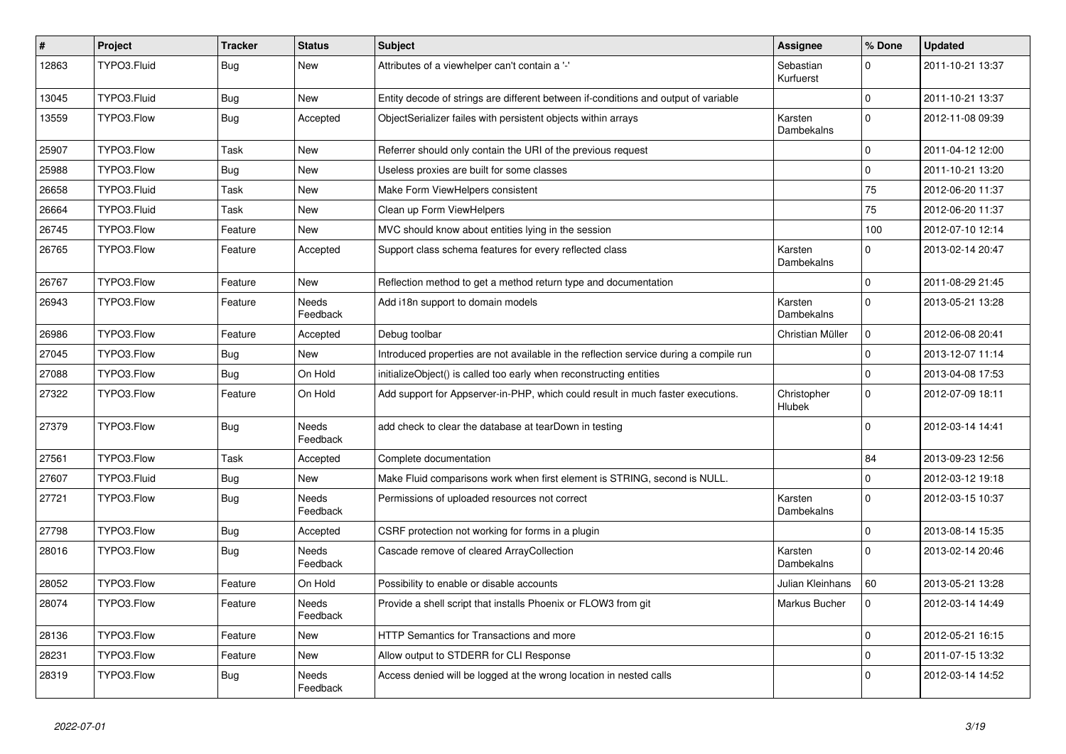| # | Project | Tracker | Status | Subject | Assignee | % Done | Updated |
|---|---|---|---|---|---|---|---|
| 12863 | TYPO3.Fluid | Bug | New | Attributes of a viewhelper can't contain a '-' | Sebastian Kurfuerst | 0 | 2011-10-21 13:37 |
| 13045 | TYPO3.Fluid | Bug | New | Entity decode of strings are different between if-conditions and output of variable | | 0 | 2011-10-21 13:37 |
| 13559 | TYPO3.Flow | Bug | Accepted | ObjectSerializer failes with persistent objects within arrays | Karsten Dambekalns | 0 | 2012-11-08 09:39 |
| 25907 | TYPO3.Flow | Task | New | Referrer should only contain the URI of the previous request | | 0 | 2011-04-12 12:00 |
| 25988 | TYPO3.Flow | Bug | New | Useless proxies are built for some classes | | 0 | 2011-10-21 13:20 |
| 26658 | TYPO3.Fluid | Task | New | Make Form ViewHelpers consistent | | 75 | 2012-06-20 11:37 |
| 26664 | TYPO3.Fluid | Task | New | Clean up Form ViewHelpers | | 75 | 2012-06-20 11:37 |
| 26745 | TYPO3.Flow | Feature | New | MVC should know about entities lying in the session | | 100 | 2012-07-10 12:14 |
| 26765 | TYPO3.Flow | Feature | Accepted | Support class schema features for every reflected class | Karsten Dambekalns | 0 | 2013-02-14 20:47 |
| 26767 | TYPO3.Flow | Feature | New | Reflection method to get a method return type and documentation | | 0 | 2011-08-29 21:45 |
| 26943 | TYPO3.Flow | Feature | Needs Feedback | Add i18n support to domain models | Karsten Dambekalns | 0 | 2013-05-21 13:28 |
| 26986 | TYPO3.Flow | Feature | Accepted | Debug toolbar | Christian Müller | 0 | 2012-06-08 20:41 |
| 27045 | TYPO3.Flow | Bug | New | Introduced properties are not available in the reflection service during a compile run | | 0 | 2013-12-07 11:14 |
| 27088 | TYPO3.Flow | Bug | On Hold | initializeObject() is called too early when reconstructing entities | | 0 | 2013-04-08 17:53 |
| 27322 | TYPO3.Flow | Feature | On Hold | Add support for Appserver-in-PHP, which could result in much faster executions. | Christopher Hlubek | 0 | 2012-07-09 18:11 |
| 27379 | TYPO3.Flow | Bug | Needs Feedback | add check to clear the database at tearDown in testing | | 0 | 2012-03-14 14:41 |
| 27561 | TYPO3.Flow | Task | Accepted | Complete documentation | | 84 | 2013-09-23 12:56 |
| 27607 | TYPO3.Fluid | Bug | New | Make Fluid comparisons work when first element is STRING, second is NULL. | | 0 | 2012-03-12 19:18 |
| 27721 | TYPO3.Flow | Bug | Needs Feedback | Permissions of uploaded resources not correct | Karsten Dambekalns | 0 | 2012-03-15 10:37 |
| 27798 | TYPO3.Flow | Bug | Accepted | CSRF protection not working for forms in a plugin | | 0 | 2013-08-14 15:35 |
| 28016 | TYPO3.Flow | Bug | Needs Feedback | Cascade remove of cleared ArrayCollection | Karsten Dambekalns | 0 | 2013-02-14 20:46 |
| 28052 | TYPO3.Flow | Feature | On Hold | Possibility to enable or disable accounts | Julian Kleinhans | 60 | 2013-05-21 13:28 |
| 28074 | TYPO3.Flow | Feature | Needs Feedback | Provide a shell script that installs Phoenix or FLOW3 from git | Markus Bucher | 0 | 2012-03-14 14:49 |
| 28136 | TYPO3.Flow | Feature | New | HTTP Semantics for Transactions and more | | 0 | 2012-05-21 16:15 |
| 28231 | TYPO3.Flow | Feature | New | Allow output to STDERR for CLI Response | | 0 | 2011-07-15 13:32 |
| 28319 | TYPO3.Flow | Bug | Needs Feedback | Access denied will be logged at the wrong location in nested calls | | 0 | 2012-03-14 14:52 |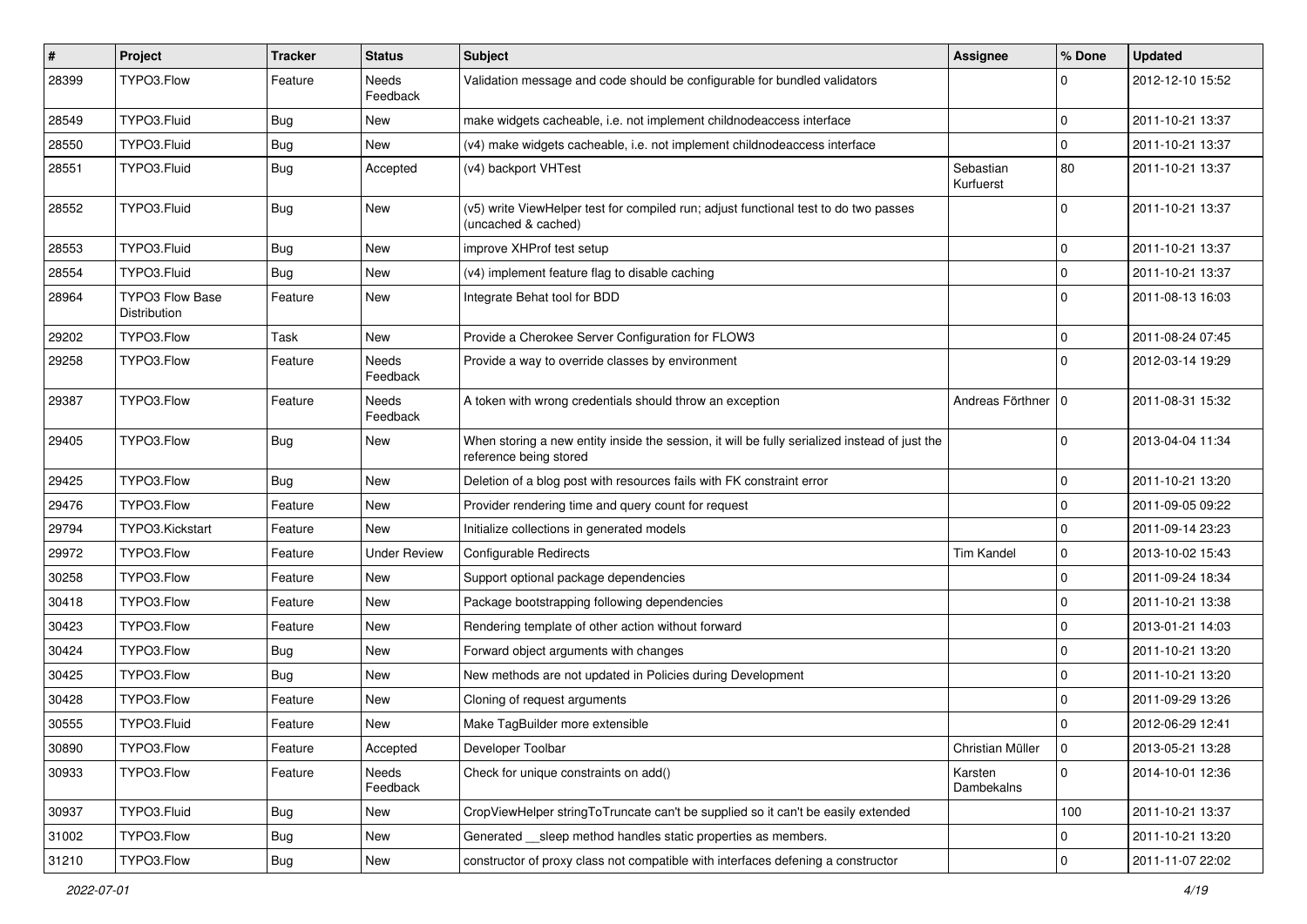| # | Project | Tracker | Status | Subject | Assignee | % Done | Updated |
|---|---|---|---|---|---|---|---|
| 28399 | TYPO3.Flow | Feature | Needs Feedback | Validation message and code should be configurable for bundled validators | | 0 | 2012-12-10 15:52 |
| 28549 | TYPO3.Fluid | Bug | New | make widgets cacheable, i.e. not implement childnodeaccess interface | | 0 | 2011-10-21 13:37 |
| 28550 | TYPO3.Fluid | Bug | New | (v4) make widgets cacheable, i.e. not implement childnodeaccess interface | | 0 | 2011-10-21 13:37 |
| 28551 | TYPO3.Fluid | Bug | Accepted | (v4) backport VHTest | Sebastian Kurfuerst | 80 | 2011-10-21 13:37 |
| 28552 | TYPO3.Fluid | Bug | New | (v5) write ViewHelper test for compiled run; adjust functional test to do two passes (uncached & cached) | | 0 | 2011-10-21 13:37 |
| 28553 | TYPO3.Fluid | Bug | New | improve XHProf test setup | | 0 | 2011-10-21 13:37 |
| 28554 | TYPO3.Fluid | Bug | New | (v4) implement feature flag to disable caching | | 0 | 2011-10-21 13:37 |
| 28964 | TYPO3 Flow Base Distribution | Feature | New | Integrate Behat tool for BDD | | 0 | 2011-08-13 16:03 |
| 29202 | TYPO3.Flow | Task | New | Provide a Cherokee Server Configuration for FLOW3 | | 0 | 2011-08-24 07:45 |
| 29258 | TYPO3.Flow | Feature | Needs Feedback | Provide a way to override classes by environment | | 0 | 2012-03-14 19:29 |
| 29387 | TYPO3.Flow | Feature | Needs Feedback | A token with wrong credentials should throw an exception | Andreas Förthner | 0 | 2011-08-31 15:32 |
| 29405 | TYPO3.Flow | Bug | New | When storing a new entity inside the session, it will be fully serialized instead of just the reference being stored | | 0 | 2013-04-04 11:34 |
| 29425 | TYPO3.Flow | Bug | New | Deletion of a blog post with resources fails with FK constraint error | | 0 | 2011-10-21 13:20 |
| 29476 | TYPO3.Flow | Feature | New | Provider rendering time and query count for request | | 0 | 2011-09-05 09:22 |
| 29794 | TYPO3.Kickstart | Feature | New | Initialize collections in generated models | | 0 | 2011-09-14 23:23 |
| 29972 | TYPO3.Flow | Feature | Under Review | Configurable Redirects | Tim Kandel | 0 | 2013-10-02 15:43 |
| 30258 | TYPO3.Flow | Feature | New | Support optional package dependencies | | 0 | 2011-09-24 18:34 |
| 30418 | TYPO3.Flow | Feature | New | Package bootstrapping following dependencies | | 0 | 2011-10-21 13:38 |
| 30423 | TYPO3.Flow | Feature | New | Rendering template of other action without forward | | 0 | 2013-01-21 14:03 |
| 30424 | TYPO3.Flow | Bug | New | Forward object arguments with changes | | 0 | 2011-10-21 13:20 |
| 30425 | TYPO3.Flow | Bug | New | New methods are not updated in Policies during Development | | 0 | 2011-10-21 13:20 |
| 30428 | TYPO3.Flow | Feature | New | Cloning of request arguments | | 0 | 2011-09-29 13:26 |
| 30555 | TYPO3.Fluid | Feature | New | Make TagBuilder more extensible | | 0 | 2012-06-29 12:41 |
| 30890 | TYPO3.Flow | Feature | Accepted | Developer Toolbar | Christian Müller | 0 | 2013-05-21 13:28 |
| 30933 | TYPO3.Flow | Feature | Needs Feedback | Check for unique constraints on add() | Karsten Dambekalns | 0 | 2014-10-01 12:36 |
| 30937 | TYPO3.Fluid | Bug | New | CropViewHelper stringToTruncate can't be supplied so it can't be easily extended | | 100 | 2011-10-21 13:37 |
| 31002 | TYPO3.Flow | Bug | New | Generated __sleep method handles static properties as members. | | 0 | 2011-10-21 13:20 |
| 31210 | TYPO3.Flow | Bug | New | constructor of proxy class not compatible with interfaces defening a constructor | | 0 | 2011-11-07 22:02 |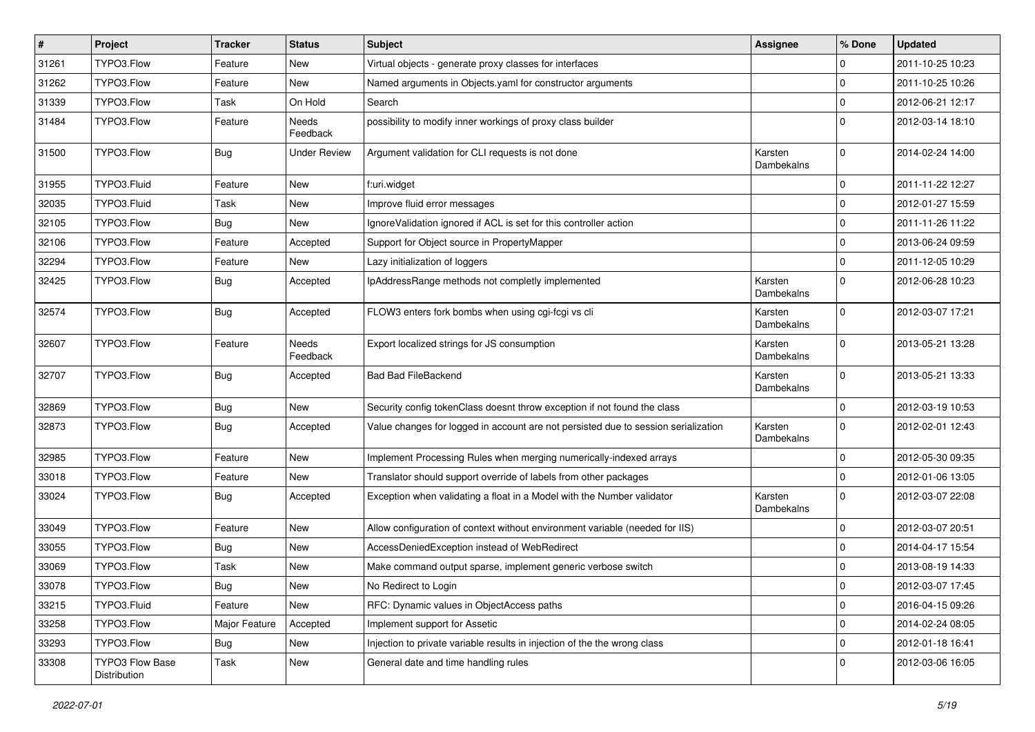| # | Project | Tracker | Status | Subject | Assignee | % Done | Updated |
|---|---|---|---|---|---|---|---|
| 31261 | TYPO3.Flow | Feature | New | Virtual objects - generate proxy classes for interfaces | | 0 | 2011-10-25 10:23 |
| 31262 | TYPO3.Flow | Feature | New | Named arguments in Objects.yaml for constructor arguments | | 0 | 2011-10-25 10:26 |
| 31339 | TYPO3.Flow | Task | On Hold | Search | | 0 | 2012-06-21 12:17 |
| 31484 | TYPO3.Flow | Feature | Needs Feedback | possibility to modify inner workings of proxy class builder | | 0 | 2012-03-14 18:10 |
| 31500 | TYPO3.Flow | Bug | Under Review | Argument validation for CLI requests is not done | Karsten Dambekalns | 0 | 2014-02-24 14:00 |
| 31955 | TYPO3.Fluid | Feature | New | f:uri.widget | | 0 | 2011-11-22 12:27 |
| 32035 | TYPO3.Fluid | Task | New | Improve fluid error messages | | 0 | 2012-01-27 15:59 |
| 32105 | TYPO3.Flow | Bug | New | IgnoreValidation ignored if ACL is set for this controller action | | 0 | 2011-11-26 11:22 |
| 32106 | TYPO3.Flow | Feature | Accepted | Support for Object source in PropertyMapper | | 0 | 2013-06-24 09:59 |
| 32294 | TYPO3.Flow | Feature | New | Lazy initialization of loggers | | 0 | 2011-12-05 10:29 |
| 32425 | TYPO3.Flow | Bug | Accepted | IpAddressRange methods not completly implemented | Karsten Dambekalns | 0 | 2012-06-28 10:23 |
| 32574 | TYPO3.Flow | Bug | Accepted | FLOW3 enters fork bombs when using cgi-fcgi vs cli | Karsten Dambekalns | 0 | 2012-03-07 17:21 |
| 32607 | TYPO3.Flow | Feature | Needs Feedback | Export localized strings for JS consumption | Karsten Dambekalns | 0 | 2013-05-21 13:28 |
| 32707 | TYPO3.Flow | Bug | Accepted | Bad Bad FileBackend | Karsten Dambekalns | 0 | 2013-05-21 13:33 |
| 32869 | TYPO3.Flow | Bug | New | Security config tokenClass doesnt throw exception if not found the class | | 0 | 2012-03-19 10:53 |
| 32873 | TYPO3.Flow | Bug | Accepted | Value changes for logged in account are not persisted due to session serialization | Karsten Dambekalns | 0 | 2012-02-01 12:43 |
| 32985 | TYPO3.Flow | Feature | New | Implement Processing Rules when merging numerically-indexed arrays | | 0 | 2012-05-30 09:35 |
| 33018 | TYPO3.Flow | Feature | New | Translator should support override of labels from other packages | | 0 | 2012-01-06 13:05 |
| 33024 | TYPO3.Flow | Bug | Accepted | Exception when validating a float in a Model with the Number validator | Karsten Dambekalns | 0 | 2012-03-07 22:08 |
| 33049 | TYPO3.Flow | Feature | New | Allow configuration of context without environment variable (needed for IIS) | | 0 | 2012-03-07 20:51 |
| 33055 | TYPO3.Flow | Bug | New | AccessDeniedException instead of WebRedirect | | 0 | 2014-04-17 15:54 |
| 33069 | TYPO3.Flow | Task | New | Make command output sparse, implement generic verbose switch | | 0 | 2013-08-19 14:33 |
| 33078 | TYPO3.Flow | Bug | New | No Redirect to Login | | 0 | 2012-03-07 17:45 |
| 33215 | TYPO3.Fluid | Feature | New | RFC: Dynamic values in ObjectAccess paths | | 0 | 2016-04-15 09:26 |
| 33258 | TYPO3.Flow | Major Feature | Accepted | Implement support for Assetic | | 0 | 2014-02-24 08:05 |
| 33293 | TYPO3.Flow | Bug | New | Injection to private variable results in injection of the the wrong class | | 0 | 2012-01-18 16:41 |
| 33308 | TYPO3 Flow Base Distribution | Task | New | General date and time handling rules | | 0 | 2012-03-06 16:05 |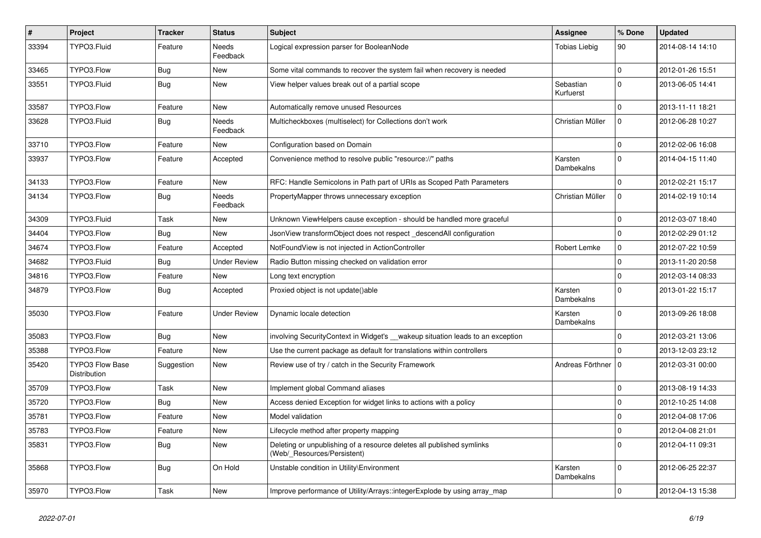| # | Project | Tracker | Status | Subject | Assignee | % Done | Updated |
|---|---|---|---|---|---|---|---|
| 33394 | TYPO3.Fluid | Feature | Needs Feedback | Logical expression parser for BooleanNode | Tobias Liebig | 90 | 2014-08-14 14:10 |
| 33465 | TYPO3.Flow | Bug | New | Some vital commands to recover the system fail when recovery is needed | | 0 | 2012-01-26 15:51 |
| 33551 | TYPO3.Fluid | Bug | New | View helper values break out of a partial scope | Sebastian Kurfuerst | 0 | 2013-06-05 14:41 |
| 33587 | TYPO3.Flow | Feature | New | Automatically remove unused Resources | | 0 | 2013-11-11 18:21 |
| 33628 | TYPO3.Fluid | Bug | Needs Feedback | Multicheckboxes (multiselect) for Collections don't work | Christian Müller | 0 | 2012-06-28 10:27 |
| 33710 | TYPO3.Flow | Feature | New | Configuration based on Domain | | 0 | 2012-02-06 16:08 |
| 33937 | TYPO3.Flow | Feature | Accepted | Convenience method to resolve public "resource://" paths | Karsten Dambekalns | 0 | 2014-04-15 11:40 |
| 34133 | TYPO3.Flow | Feature | New | RFC: Handle Semicolons in Path part of URIs as Scoped Path Parameters | | 0 | 2012-02-21 15:17 |
| 34134 | TYPO3.Flow | Bug | Needs Feedback | PropertyMapper throws unnecessary exception | Christian Müller | 0 | 2014-02-19 10:14 |
| 34309 | TYPO3.Fluid | Task | New | Unknown ViewHelpers cause exception - should be handled more graceful | | 0 | 2012-03-07 18:40 |
| 34404 | TYPO3.Flow | Bug | New | JsonView transformObject does not respect _descendAll configuration | | 0 | 2012-02-29 01:12 |
| 34674 | TYPO3.Flow | Feature | Accepted | NotFoundView is not injected in ActionController | Robert Lemke | 0 | 2012-07-22 10:59 |
| 34682 | TYPO3.Fluid | Bug | Under Review | Radio Button missing checked on validation error | | 0 | 2013-11-20 20:58 |
| 34816 | TYPO3.Flow | Feature | New | Long text encryption | | 0 | 2012-03-14 08:33 |
| 34879 | TYPO3.Flow | Bug | Accepted | Proxied object is not update()able | Karsten Dambekalns | 0 | 2013-01-22 15:17 |
| 35030 | TYPO3.Flow | Feature | Under Review | Dynamic locale detection | Karsten Dambekalns | 0 | 2013-09-26 18:08 |
| 35083 | TYPO3.Flow | Bug | New | involving SecurityContext in Widget's __wakeup situation leads to an exception | | 0 | 2012-03-21 13:06 |
| 35388 | TYPO3.Flow | Feature | New | Use the current package as default for translations within controllers | | 0 | 2013-12-03 23:12 |
| 35420 | TYPO3 Flow Base Distribution | Suggestion | New | Review use of try / catch in the Security Framework | Andreas Förthner | 0 | 2012-03-31 00:00 |
| 35709 | TYPO3.Flow | Task | New | Implement global Command aliases | | 0 | 2013-08-19 14:33 |
| 35720 | TYPO3.Flow | Bug | New | Access denied Exception for widget links to actions with a policy | | 0 | 2012-10-25 14:08 |
| 35781 | TYPO3.Flow | Feature | New | Model validation | | 0 | 2012-04-08 17:06 |
| 35783 | TYPO3.Flow | Feature | New | Lifecycle method after property mapping | | 0 | 2012-04-08 21:01 |
| 35831 | TYPO3.Flow | Bug | New | Deleting or unpublishing of a resource deletes all published symlinks (Web/_Resources/Persistent) | | 0 | 2012-04-11 09:31 |
| 35868 | TYPO3.Flow | Bug | On Hold | Unstable condition in Utility\Environment | Karsten Dambekalns | 0 | 2012-06-25 22:37 |
| 35970 | TYPO3.Flow | Task | New | Improve performance of Utility/Arrays::integerExplode by using array_map | | 0 | 2012-04-13 15:38 |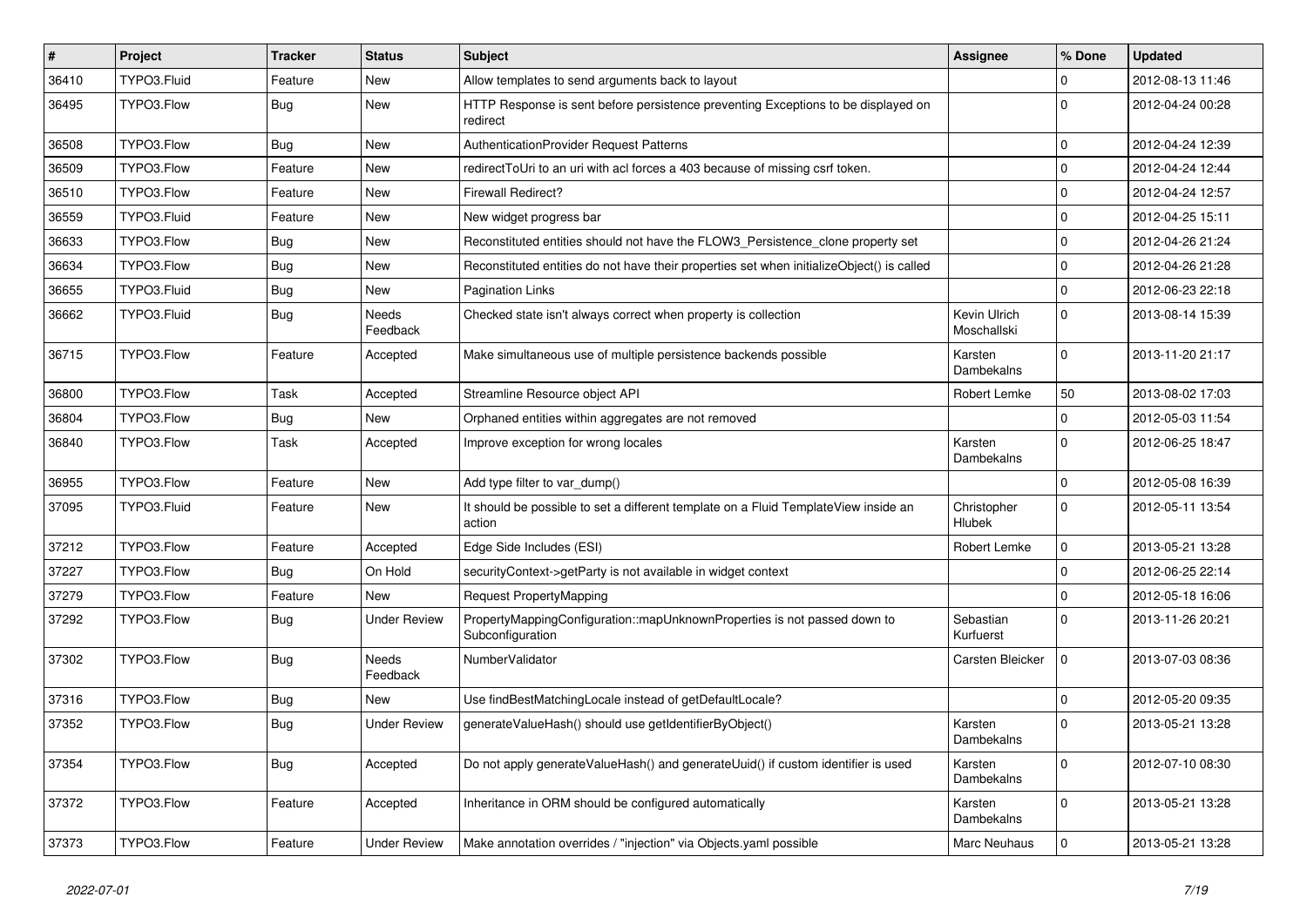| # | Project | Tracker | Status | Subject | Assignee | % Done | Updated |
|---|---|---|---|---|---|---|---|
| 36410 | TYPO3.Fluid | Feature | New | Allow templates to send arguments back to layout | | 0 | 2012-08-13 11:46 |
| 36495 | TYPO3.Flow | Bug | New | HTTP Response is sent before persistence preventing Exceptions to be displayed on redirect | | 0 | 2012-04-24 00:28 |
| 36508 | TYPO3.Flow | Bug | New | AuthenticationProvider Request Patterns | | 0 | 2012-04-24 12:39 |
| 36509 | TYPO3.Flow | Feature | New | redirectToUri to an uri with acl forces a 403 because of missing csrf token. | | 0 | 2012-04-24 12:44 |
| 36510 | TYPO3.Flow | Feature | New | Firewall Redirect? | | 0 | 2012-04-24 12:57 |
| 36559 | TYPO3.Fluid | Feature | New | New widget progress bar | | 0 | 2012-04-25 15:11 |
| 36633 | TYPO3.Flow | Bug | New | Reconstituted entities should not have the FLOW3_Persistence_clone property set | | 0 | 2012-04-26 21:24 |
| 36634 | TYPO3.Flow | Bug | New | Reconstituted entities do not have their properties set when initializeObject() is called | | 0 | 2012-04-26 21:28 |
| 36655 | TYPO3.Fluid | Bug | New | Pagination Links | | 0 | 2012-06-23 22:18 |
| 36662 | TYPO3.Fluid | Bug | Needs Feedback | Checked state isn't always correct when property is collection | Kevin Ulrich Moschallski | 0 | 2013-08-14 15:39 |
| 36715 | TYPO3.Flow | Feature | Accepted | Make simultaneous use of multiple persistence backends possible | Karsten Dambekalns | 0 | 2013-11-20 21:17 |
| 36800 | TYPO3.Flow | Task | Accepted | Streamline Resource object API | Robert Lemke | 50 | 2013-08-02 17:03 |
| 36804 | TYPO3.Flow | Bug | New | Orphaned entities within aggregates are not removed | | 0 | 2012-05-03 11:54 |
| 36840 | TYPO3.Flow | Task | Accepted | Improve exception for wrong locales | Karsten Dambekalns | 0 | 2012-06-25 18:47 |
| 36955 | TYPO3.Flow | Feature | New | Add type filter to var_dump() | | 0 | 2012-05-08 16:39 |
| 37095 | TYPO3.Fluid | Feature | New | It should be possible to set a different template on a Fluid TemplateView inside an action | Christopher Hlubek | 0 | 2012-05-11 13:54 |
| 37212 | TYPO3.Flow | Feature | Accepted | Edge Side Includes (ESI) | Robert Lemke | 0 | 2013-05-21 13:28 |
| 37227 | TYPO3.Flow | Bug | On Hold | securityContext->getParty is not available in widget context | | 0 | 2012-06-25 22:14 |
| 37279 | TYPO3.Flow | Feature | New | Request PropertyMapping | | 0 | 2012-05-18 16:06 |
| 37292 | TYPO3.Flow | Bug | Under Review | PropertyMappingConfiguration::mapUnknownProperties is not passed down to Subconfiguration | Sebastian Kurfuerst | 0 | 2013-11-26 20:21 |
| 37302 | TYPO3.Flow | Bug | Needs Feedback | NumberValidator | Carsten Bleicker | 0 | 2013-07-03 08:36 |
| 37316 | TYPO3.Flow | Bug | New | Use findBestMatchingLocale instead of getDefaultLocale? | | 0 | 2012-05-20 09:35 |
| 37352 | TYPO3.Flow | Bug | Under Review | generateValueHash() should use getIdentifierByObject() | Karsten Dambekalns | 0 | 2013-05-21 13:28 |
| 37354 | TYPO3.Flow | Bug | Accepted | Do not apply generateValueHash() and generateUuid() if custom identifier is used | Karsten Dambekalns | 0 | 2012-07-10 08:30 |
| 37372 | TYPO3.Flow | Feature | Accepted | Inheritance in ORM should be configured automatically | Karsten Dambekalns | 0 | 2013-05-21 13:28 |
| 37373 | TYPO3.Flow | Feature | Under Review | Make annotation overrides / "injection" via Objects.yaml possible | Marc Neuhaus | 0 | 2013-05-21 13:28 |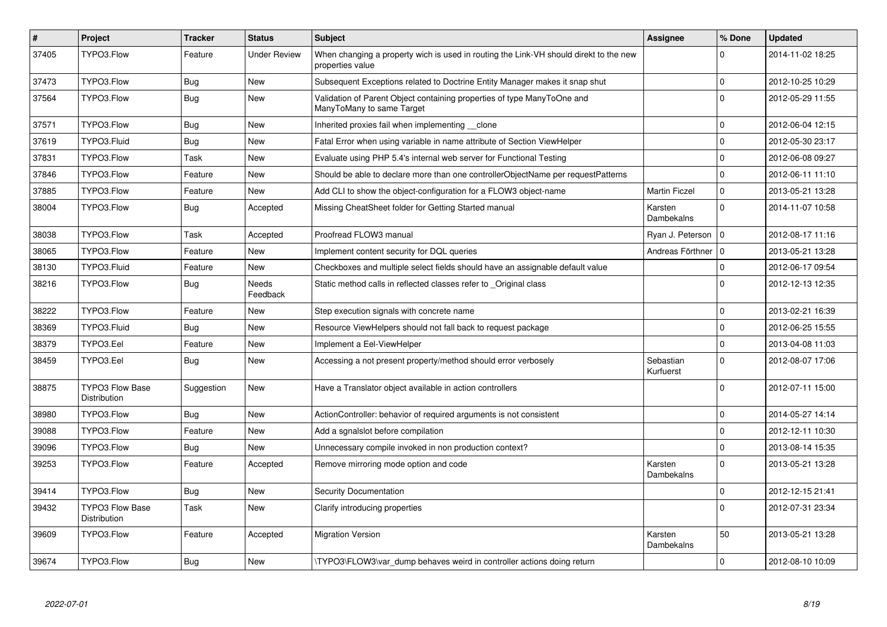| # | Project | Tracker | Status | Subject | Assignee | % Done | Updated |
|---|---|---|---|---|---|---|---|
| 37405 | TYPO3.Flow | Feature | Under Review | When changing a property wich is used in routing the Link-VH should direkt to the new properties value | | 0 | 2014-11-02 18:25 |
| 37473 | TYPO3.Flow | Bug | New | Subsequent Exceptions related to Doctrine Entity Manager makes it snap shut | | 0 | 2012-10-25 10:29 |
| 37564 | TYPO3.Flow | Bug | New | Validation of Parent Object containing properties of type ManyToOne and ManyToMany to same Target | | 0 | 2012-05-29 11:55 |
| 37571 | TYPO3.Flow | Bug | New | Inherited proxies fail when implementing __clone | | 0 | 2012-06-04 12:15 |
| 37619 | TYPO3.Fluid | Bug | New | Fatal Error when using variable in name attribute of Section ViewHelper | | 0 | 2012-05-30 23:17 |
| 37831 | TYPO3.Flow | Task | New | Evaluate using PHP 5.4's internal web server for Functional Testing | | 0 | 2012-06-08 09:27 |
| 37846 | TYPO3.Flow | Feature | New | Should be able to declare more than one controllerObjectName per requestPatterns | | 0 | 2012-06-11 11:10 |
| 37885 | TYPO3.Flow | Feature | New | Add CLI to show the object-configuration for a FLOW3 object-name | Martin Ficzel | 0 | 2013-05-21 13:28 |
| 38004 | TYPO3.Flow | Bug | Accepted | Missing CheatSheet folder for Getting Started manual | Karsten Dambekalns | 0 | 2014-11-07 10:58 |
| 38038 | TYPO3.Flow | Task | Accepted | Proofread FLOW3 manual | Ryan J. Peterson | 0 | 2012-08-17 11:16 |
| 38065 | TYPO3.Flow | Feature | New | Implement content security for DQL queries | Andreas Förthner | 0 | 2013-05-21 13:28 |
| 38130 | TYPO3.Fluid | Feature | New | Checkboxes and multiple select fields should have an assignable default value | | 0 | 2012-06-17 09:54 |
| 38216 | TYPO3.Flow | Bug | Needs Feedback | Static method calls in reflected classes refer to _Original class | | 0 | 2012-12-13 12:35 |
| 38222 | TYPO3.Flow | Feature | New | Step execution signals with concrete name | | 0 | 2013-02-21 16:39 |
| 38369 | TYPO3.Fluid | Bug | New | Resource ViewHelpers should not fall back to request package | | 0 | 2012-06-25 15:55 |
| 38379 | TYPO3.Eel | Feature | New | Implement a Eel-ViewHelper | | 0 | 2013-04-08 11:03 |
| 38459 | TYPO3.Eel | Bug | New | Accessing a not present property/method should error verbosely | Sebastian Kurfuerst | 0 | 2012-08-07 17:06 |
| 38875 | TYPO3 Flow Base Distribution | Suggestion | New | Have a Translator object available in action controllers | | 0 | 2012-07-11 15:00 |
| 38980 | TYPO3.Flow | Bug | New | ActionController: behavior of required arguments is not consistent | | 0 | 2014-05-27 14:14 |
| 39088 | TYPO3.Flow | Feature | New | Add a sgnalslot before compilation | | 0 | 2012-12-11 10:30 |
| 39096 | TYPO3.Flow | Bug | New | Unnecessary compile invoked in non production context? | | 0 | 2013-08-14 15:35 |
| 39253 | TYPO3.Flow | Feature | Accepted | Remove mirroring mode option and code | Karsten Dambekalns | 0 | 2013-05-21 13:28 |
| 39414 | TYPO3.Flow | Bug | New | Security Documentation | | 0 | 2012-12-15 21:41 |
| 39432 | TYPO3 Flow Base Distribution | Task | New | Clarify introducing properties | | 0 | 2012-07-31 23:34 |
| 39609 | TYPO3.Flow | Feature | Accepted | Migration Version | Karsten Dambekalns | 50 | 2013-05-21 13:28 |
| 39674 | TYPO3.Flow | Bug | New | \TYPO3\FLOW3\var_dump behaves weird in controller actions doing return | | 0 | 2012-08-10 10:09 |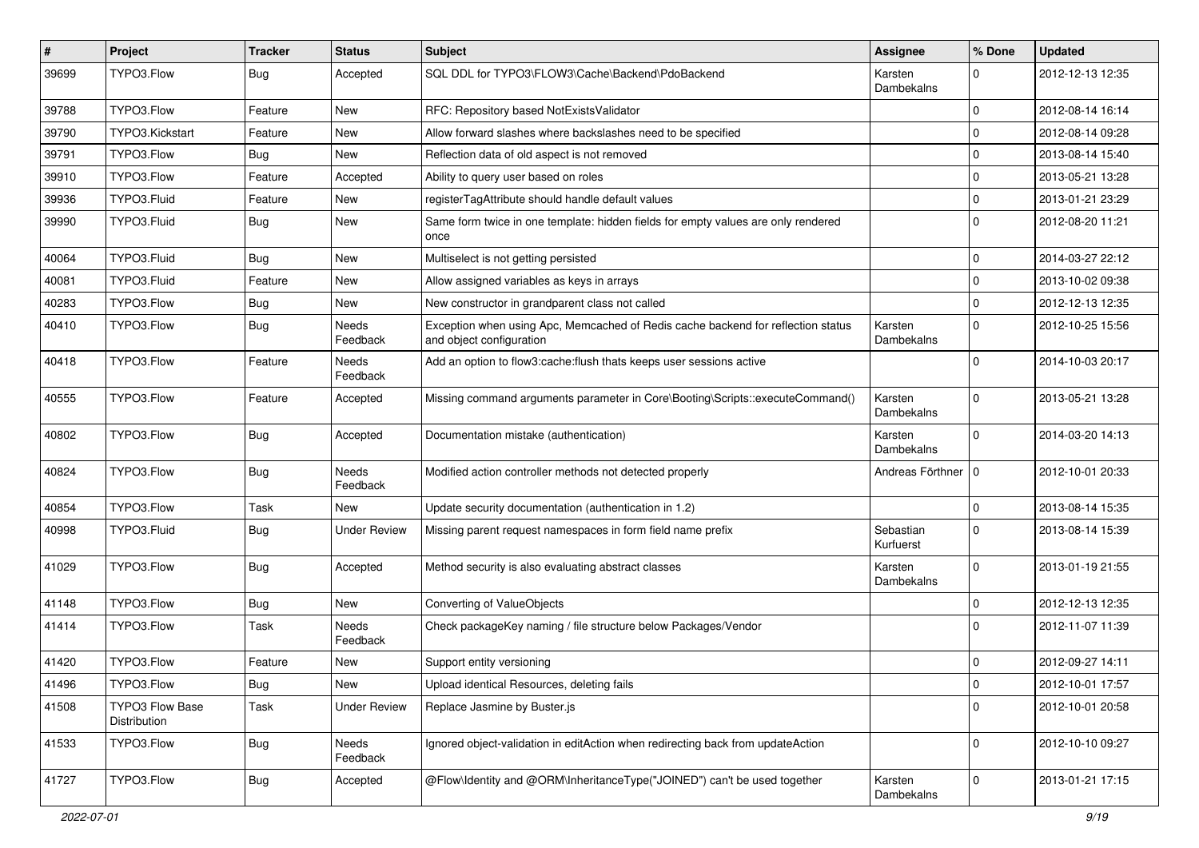| # | Project | Tracker | Status | Subject | Assignee | % Done | Updated |
|---|---|---|---|---|---|---|---|
| 39699 | TYPO3.Flow | Bug | Accepted | SQL DDL for TYPO3\FLOW3\Cache\Backend\PdoBackend | Karsten Dambekalns | 0 | 2012-12-13 12:35 |
| 39788 | TYPO3.Flow | Feature | New | RFC: Repository based NotExistsValidator | | 0 | 2012-08-14 16:14 |
| 39790 | TYPO3.Kickstart | Feature | New | Allow forward slashes where backslashes need to be specified | | 0 | 2012-08-14 09:28 |
| 39791 | TYPO3.Flow | Bug | New | Reflection data of old aspect is not removed | | 0 | 2013-08-14 15:40 |
| 39910 | TYPO3.Flow | Feature | Accepted | Ability to query user based on roles | | 0 | 2013-05-21 13:28 |
| 39936 | TYPO3.Fluid | Feature | New | registerTagAttribute should handle default values | | 0 | 2013-01-21 23:29 |
| 39990 | TYPO3.Fluid | Bug | New | Same form twice in one template: hidden fields for empty values are only rendered once | | 0 | 2012-08-20 11:21 |
| 40064 | TYPO3.Fluid | Bug | New | Multiselect is not getting persisted | | 0 | 2014-03-27 22:12 |
| 40081 | TYPO3.Fluid | Feature | New | Allow assigned variables as keys in arrays | | 0 | 2013-10-02 09:38 |
| 40283 | TYPO3.Flow | Bug | New | New constructor in grandparent class not called | | 0 | 2012-12-13 12:35 |
| 40410 | TYPO3.Flow | Bug | Needs Feedback | Exception when using Apc, Memcached of Redis cache backend for reflection status and object configuration | Karsten Dambekalns | 0 | 2012-10-25 15:56 |
| 40418 | TYPO3.Flow | Feature | Needs Feedback | Add an option to flow3:cache:flush thats keeps user sessions active | | 0 | 2014-10-03 20:17 |
| 40555 | TYPO3.Flow | Feature | Accepted | Missing command arguments parameter in Core\Booting\Scripts::executeCommand() | Karsten Dambekalns | 0 | 2013-05-21 13:28 |
| 40802 | TYPO3.Flow | Bug | Accepted | Documentation mistake (authentication) | Karsten Dambekalns | 0 | 2014-03-20 14:13 |
| 40824 | TYPO3.Flow | Bug | Needs Feedback | Modified action controller methods not detected properly | Andreas Förthner | 0 | 2012-10-01 20:33 |
| 40854 | TYPO3.Flow | Task | New | Update security documentation (authentication in 1.2) | | 0 | 2013-08-14 15:35 |
| 40998 | TYPO3.Fluid | Bug | Under Review | Missing parent request namespaces in form field name prefix | Sebastian Kurfuerst | 0 | 2013-08-14 15:39 |
| 41029 | TYPO3.Flow | Bug | Accepted | Method security is also evaluating abstract classes | Karsten Dambekalns | 0 | 2013-01-19 21:55 |
| 41148 | TYPO3.Flow | Bug | New | Converting of ValueObjects | | 0 | 2012-12-13 12:35 |
| 41414 | TYPO3.Flow | Task | Needs Feedback | Check packageKey naming / file structure below Packages/Vendor | | 0 | 2012-11-07 11:39 |
| 41420 | TYPO3.Flow | Feature | New | Support entity versioning | | 0 | 2012-09-27 14:11 |
| 41496 | TYPO3.Flow | Bug | New | Upload identical Resources, deleting fails | | 0 | 2012-10-01 17:57 |
| 41508 | TYPO3 Flow Base Distribution | Task | Under Review | Replace Jasmine by Buster.js | | 0 | 2012-10-01 20:58 |
| 41533 | TYPO3.Flow | Bug | Needs Feedback | Ignored object-validation in editAction when redirecting back from updateAction | | 0 | 2012-10-10 09:27 |
| 41727 | TYPO3.Flow | Bug | Accepted | @Flow\Identity and @ORM\InheritanceType("JOINED") can't be used together | Karsten Dambekalns | 0 | 2013-01-21 17:15 |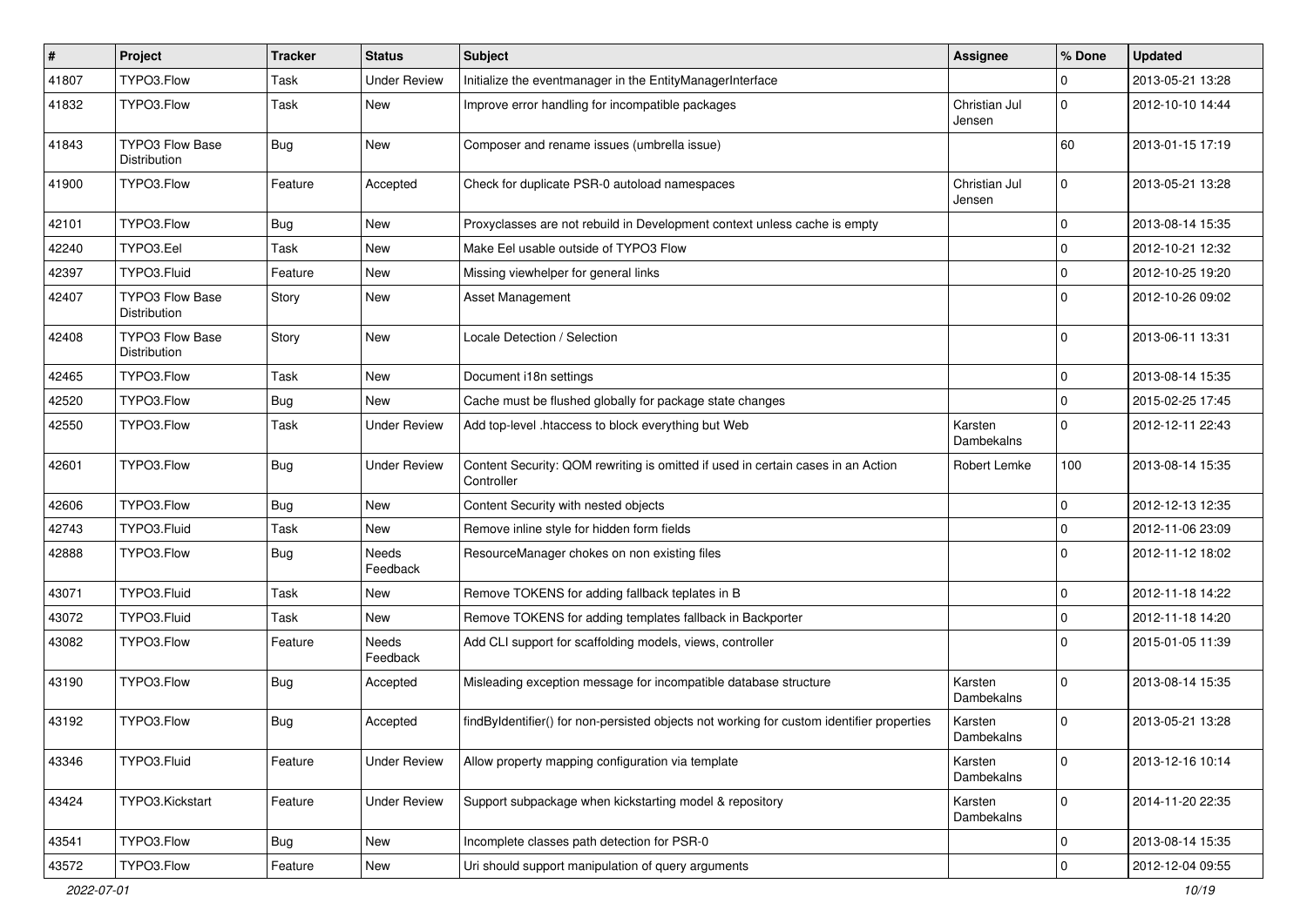| # | Project | Tracker | Status | Subject | Assignee | % Done | Updated |
|---|---|---|---|---|---|---|---|
| 41807 | TYPO3.Flow | Task | Under Review | Initialize the eventmanager in the EntityManagerInterface | | 0 | 2013-05-21 13:28 |
| 41832 | TYPO3.Flow | Task | New | Improve error handling for incompatible packages | Christian Jul Jensen | 0 | 2012-10-10 14:44 |
| 41843 | TYPO3 Flow Base Distribution | Bug | New | Composer and rename issues (umbrella issue) | | 60 | 2013-01-15 17:19 |
| 41900 | TYPO3.Flow | Feature | Accepted | Check for duplicate PSR-0 autoload namespaces | Christian Jul Jensen | 0 | 2013-05-21 13:28 |
| 42101 | TYPO3.Flow | Bug | New | Proxyclasses are not rebuild in Development context unless cache is empty | | 0 | 2013-08-14 15:35 |
| 42240 | TYPO3.Eel | Task | New | Make Eel usable outside of TYPO3 Flow | | 0 | 2012-10-21 12:32 |
| 42397 | TYPO3.Fluid | Feature | New | Missing viewhelper for general links | | 0 | 2012-10-25 19:20 |
| 42407 | TYPO3 Flow Base Distribution | Story | New | Asset Management | | 0 | 2012-10-26 09:02 |
| 42408 | TYPO3 Flow Base Distribution | Story | New | Locale Detection / Selection | | 0 | 2013-06-11 13:31 |
| 42465 | TYPO3.Flow | Task | New | Document i18n settings | | 0 | 2013-08-14 15:35 |
| 42520 | TYPO3.Flow | Bug | New | Cache must be flushed globally for package state changes | | 0 | 2015-02-25 17:45 |
| 42550 | TYPO3.Flow | Task | Under Review | Add top-level .htaccess to block everything but Web | Karsten Dambekalns | 0 | 2012-12-11 22:43 |
| 42601 | TYPO3.Flow | Bug | Under Review | Content Security: QOM rewriting is omitted if used in certain cases in an Action Controller | Robert Lemke | 100 | 2013-08-14 15:35 |
| 42606 | TYPO3.Flow | Bug | New | Content Security with nested objects | | 0 | 2012-12-13 12:35 |
| 42743 | TYPO3.Fluid | Task | New | Remove inline style for hidden form fields | | 0 | 2012-11-06 23:09 |
| 42888 | TYPO3.Flow | Bug | Needs Feedback | ResourceManager chokes on non existing files | | 0 | 2012-11-12 18:02 |
| 43071 | TYPO3.Fluid | Task | New | Remove TOKENS for adding fallback teplates in B | | 0 | 2012-11-18 14:22 |
| 43072 | TYPO3.Fluid | Task | New | Remove TOKENS for adding templates fallback in Backporter | | 0 | 2012-11-18 14:20 |
| 43082 | TYPO3.Flow | Feature | Needs Feedback | Add CLI support for scaffolding models, views, controller | | 0 | 2015-01-05 11:39 |
| 43190 | TYPO3.Flow | Bug | Accepted | Misleading exception message for incompatible database structure | Karsten Dambekalns | 0 | 2013-08-14 15:35 |
| 43192 | TYPO3.Flow | Bug | Accepted | findByIdentifier() for non-persisted objects not working for custom identifier properties | Karsten Dambekalns | 0 | 2013-05-21 13:28 |
| 43346 | TYPO3.Fluid | Feature | Under Review | Allow property mapping configuration via template | Karsten Dambekalns | 0 | 2013-12-16 10:14 |
| 43424 | TYPO3.Kickstart | Feature | Under Review | Support subpackage when kickstarting model & repository | Karsten Dambekalns | 0 | 2014-11-20 22:35 |
| 43541 | TYPO3.Flow | Bug | New | Incomplete classes path detection for PSR-0 | | 0 | 2013-08-14 15:35 |
| 43572 | TYPO3.Flow | Feature | New | Uri should support manipulation of query arguments | | 0 | 2012-12-04 09:55 |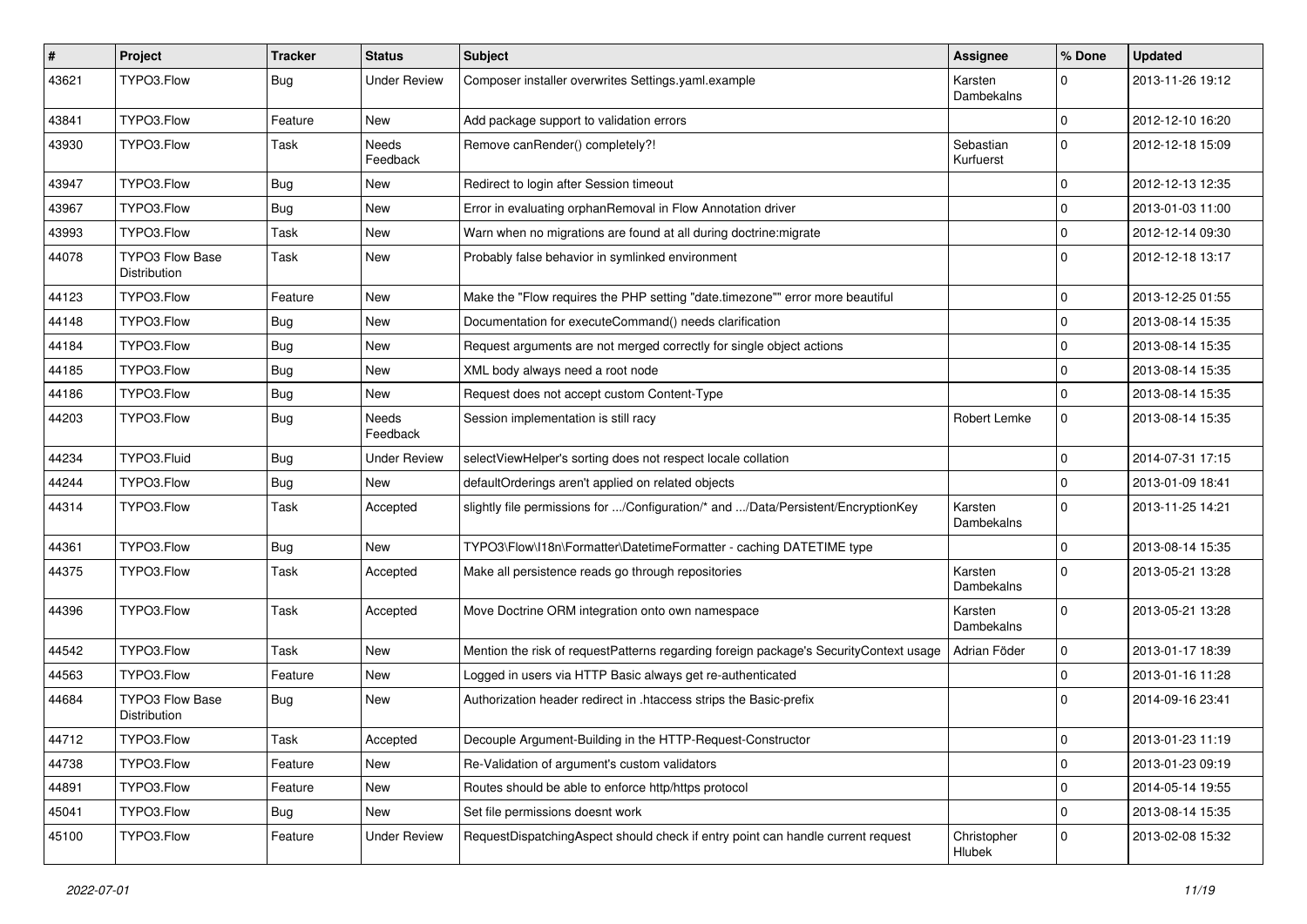| # | Project | Tracker | Status | Subject | Assignee | % Done | Updated |
|---|---|---|---|---|---|---|---|
| 43621 | TYPO3.Flow | Bug | Under Review | Composer installer overwrites Settings.yaml.example | Karsten Dambekalns | 0 | 2013-11-26 19:12 |
| 43841 | TYPO3.Flow | Feature | New | Add package support to validation errors | | 0 | 2012-12-10 16:20 |
| 43930 | TYPO3.Flow | Task | Needs Feedback | Remove canRender() completely?! | Sebastian Kurfuerst | 0 | 2012-12-18 15:09 |
| 43947 | TYPO3.Flow | Bug | New | Redirect to login after Session timeout | | 0 | 2012-12-13 12:35 |
| 43967 | TYPO3.Flow | Bug | New | Error in evaluating orphanRemoval in Flow Annotation driver | | 0 | 2013-01-03 11:00 |
| 43993 | TYPO3.Flow | Task | New | Warn when no migrations are found at all during doctrine:migrate | | 0 | 2012-12-14 09:30 |
| 44078 | TYPO3 Flow Base Distribution | Task | New | Probably false behavior in symlinked environment | | 0 | 2012-12-18 13:17 |
| 44123 | TYPO3.Flow | Feature | New | Make the "Flow requires the PHP setting "date.timezone"" error more beautiful | | 0 | 2013-12-25 01:55 |
| 44148 | TYPO3.Flow | Bug | New | Documentation for executeCommand() needs clarification | | 0 | 2013-08-14 15:35 |
| 44184 | TYPO3.Flow | Bug | New | Request arguments are not merged correctly for single object actions | | 0 | 2013-08-14 15:35 |
| 44185 | TYPO3.Flow | Bug | New | XML body always need a root node | | 0 | 2013-08-14 15:35 |
| 44186 | TYPO3.Flow | Bug | New | Request does not accept custom Content-Type | | 0 | 2013-08-14 15:35 |
| 44203 | TYPO3.Flow | Bug | Needs Feedback | Session implementation is still racy | Robert Lemke | 0 | 2013-08-14 15:35 |
| 44234 | TYPO3.Fluid | Bug | Under Review | selectViewHelper's sorting does not respect locale collation | | 0 | 2014-07-31 17:15 |
| 44244 | TYPO3.Flow | Bug | New | defaultOrderings aren't applied on related objects | | 0 | 2013-01-09 18:41 |
| 44314 | TYPO3.Flow | Task | Accepted | slightly file permissions for .../Configuration/* and .../Data/Persistent/EncryptionKey | Karsten Dambekalns | 0 | 2013-11-25 14:21 |
| 44361 | TYPO3.Flow | Bug | New | TYPO3\Flow\I18n\Formatter\DatetimeFormatter - caching DATETIME type | | 0 | 2013-08-14 15:35 |
| 44375 | TYPO3.Flow | Task | Accepted | Make all persistence reads go through repositories | Karsten Dambekalns | 0 | 2013-05-21 13:28 |
| 44396 | TYPO3.Flow | Task | Accepted | Move Doctrine ORM integration onto own namespace | Karsten Dambekalns | 0 | 2013-05-21 13:28 |
| 44542 | TYPO3.Flow | Task | New | Mention the risk of requestPatterns regarding foreign package's SecurityContext usage | Adrian Föder | 0 | 2013-01-17 18:39 |
| 44563 | TYPO3.Flow | Feature | New | Logged in users via HTTP Basic always get re-authenticated | | 0 | 2013-01-16 11:28 |
| 44684 | TYPO3 Flow Base Distribution | Bug | New | Authorization header redirect in .htaccess strips the Basic-prefix | | 0 | 2014-09-16 23:41 |
| 44712 | TYPO3.Flow | Task | Accepted | Decouple Argument-Building in the HTTP-Request-Constructor | | 0 | 2013-01-23 11:19 |
| 44738 | TYPO3.Flow | Feature | New | Re-Validation of argument's custom validators | | 0 | 2013-01-23 09:19 |
| 44891 | TYPO3.Flow | Feature | New | Routes should be able to enforce http/https protocol | | 0 | 2014-05-14 19:55 |
| 45041 | TYPO3.Flow | Bug | New | Set file permissions doesnt work | | 0 | 2013-08-14 15:35 |
| 45100 | TYPO3.Flow | Feature | Under Review | RequestDispatchingAspect should check if entry point can handle current request | Christopher Hlubek | 0 | 2013-02-08 15:32 |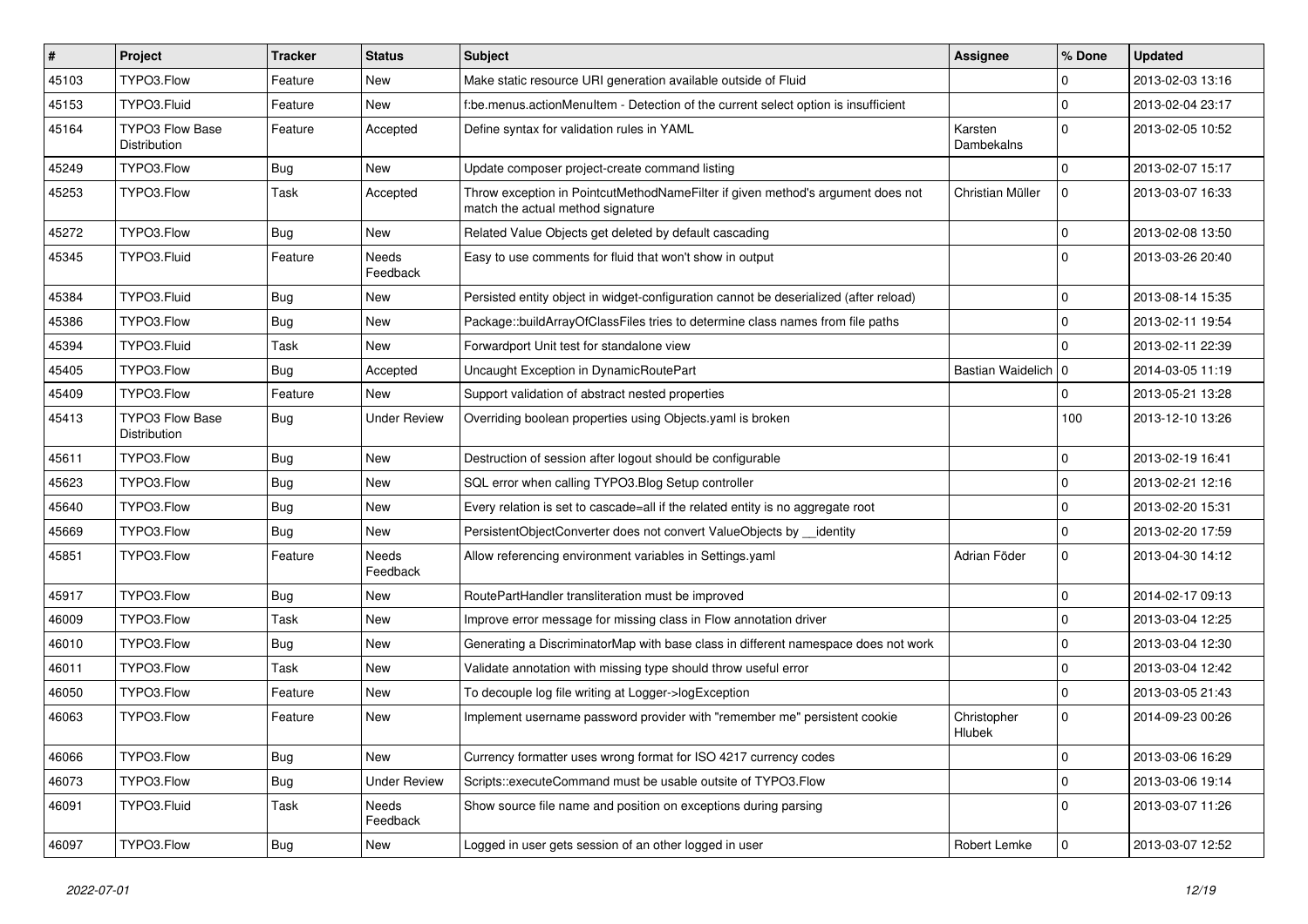| # | Project | Tracker | Status | Subject | Assignee | % Done | Updated |
| --- | --- | --- | --- | --- | --- | --- | --- |
| 45103 | TYPO3.Flow | Feature | New | Make static resource URI generation available outside of Fluid | | 0 | 2013-02-03 13:16 |
| 45153 | TYPO3.Fluid | Feature | New | f:be.menus.actionMenuItem - Detection of the current select option is insufficient | | 0 | 2013-02-04 23:17 |
| 45164 | TYPO3 Flow Base Distribution | Feature | Accepted | Define syntax for validation rules in YAML | Karsten Dambekalns | 0 | 2013-02-05 10:52 |
| 45249 | TYPO3.Flow | Bug | New | Update composer project-create command listing | | 0 | 2013-02-07 15:17 |
| 45253 | TYPO3.Flow | Task | Accepted | Throw exception in PointcutMethodNameFilter if given method's argument does not match the actual method signature | Christian Müller | 0 | 2013-03-07 16:33 |
| 45272 | TYPO3.Flow | Bug | New | Related Value Objects get deleted by default cascading | | 0 | 2013-02-08 13:50 |
| 45345 | TYPO3.Fluid | Feature | Needs Feedback | Easy to use comments for fluid that won't show in output | | 0 | 2013-03-26 20:40 |
| 45384 | TYPO3.Fluid | Bug | New | Persisted entity object in widget-configuration cannot be deserialized (after reload) | | 0 | 2013-08-14 15:35 |
| 45386 | TYPO3.Flow | Bug | New | Package::buildArrayOfClassFiles tries to determine class names from file paths | | 0 | 2013-02-11 19:54 |
| 45394 | TYPO3.Fluid | Task | New | Forwardport Unit test for standalone view | | 0 | 2013-02-11 22:39 |
| 45405 | TYPO3.Flow | Bug | Accepted | Uncaught Exception in DynamicRoutePart | Bastian Waidelich | 0 | 2014-03-05 11:19 |
| 45409 | TYPO3.Flow | Feature | New | Support validation of abstract nested properties | | 0 | 2013-05-21 13:28 |
| 45413 | TYPO3 Flow Base Distribution | Bug | Under Review | Overriding boolean properties using Objects.yaml is broken | | 100 | 2013-12-10 13:26 |
| 45611 | TYPO3.Flow | Bug | New | Destruction of session after logout should be configurable | | 0 | 2013-02-19 16:41 |
| 45623 | TYPO3.Flow | Bug | New | SQL error when calling TYPO3.Blog Setup controller | | 0 | 2013-02-21 12:16 |
| 45640 | TYPO3.Flow | Bug | New | Every relation is set to cascade=all if the related entity is no aggregate root | | 0 | 2013-02-20 15:31 |
| 45669 | TYPO3.Flow | Bug | New | PersistentObjectConverter does not convert ValueObjects by __identity | | 0 | 2013-02-20 17:59 |
| 45851 | TYPO3.Flow | Feature | Needs Feedback | Allow referencing environment variables in Settings.yaml | Adrian Föder | 0 | 2013-04-30 14:12 |
| 45917 | TYPO3.Flow | Bug | New | RoutePartHandler transliteration must be improved | | 0 | 2014-02-17 09:13 |
| 46009 | TYPO3.Flow | Task | New | Improve error message for missing class in Flow annotation driver | | 0 | 2013-03-04 12:25 |
| 46010 | TYPO3.Flow | Bug | New | Generating a DiscriminatorMap with base class in different namespace does not work | | 0 | 2013-03-04 12:30 |
| 46011 | TYPO3.Flow | Task | New | Validate annotation with missing type should throw useful error | | 0 | 2013-03-04 12:42 |
| 46050 | TYPO3.Flow | Feature | New | To decouple log file writing at Logger->logException | | 0 | 2013-03-05 21:43 |
| 46063 | TYPO3.Flow | Feature | New | Implement username password provider with "remember me" persistent cookie | Christopher Hlubek | 0 | 2014-09-23 00:26 |
| 46066 | TYPO3.Flow | Bug | New | Currency formatter uses wrong format for ISO 4217 currency codes | | 0 | 2013-03-06 16:29 |
| 46073 | TYPO3.Flow | Bug | Under Review | Scripts::executeCommand must be usable outsite of TYPO3.Flow | | 0 | 2013-03-06 19:14 |
| 46091 | TYPO3.Fluid | Task | Needs Feedback | Show source file name and position on exceptions during parsing | | 0 | 2013-03-07 11:26 |
| 46097 | TYPO3.Flow | Bug | New | Logged in user gets session of an other logged in user | Robert Lemke | 0 | 2013-03-07 12:52 |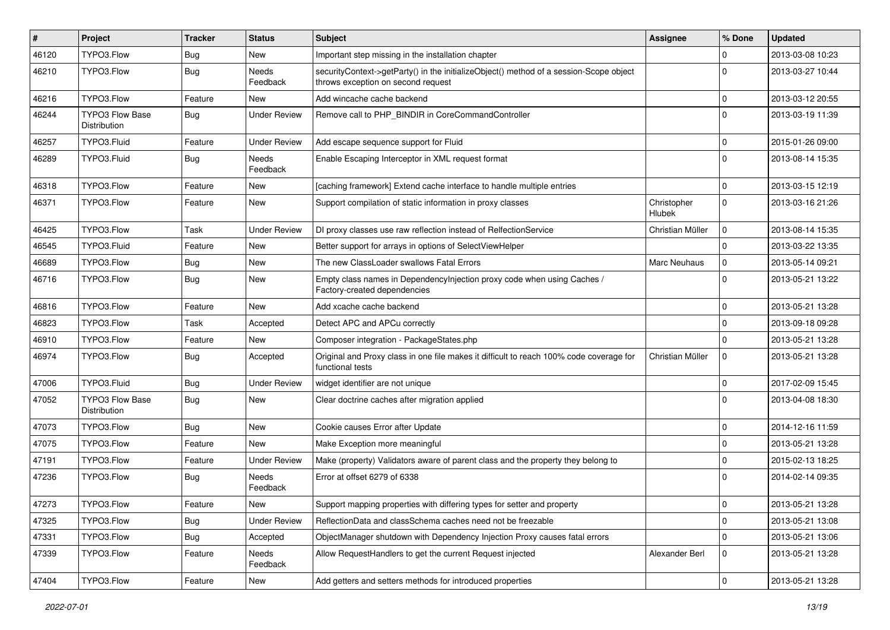| # | Project | Tracker | Status | Subject | Assignee | % Done | Updated |
|---|---|---|---|---|---|---|---|
| 46120 | TYPO3.Flow | Bug | New | Important step missing in the installation chapter | | 0 | 2013-03-08 10:23 |
| 46210 | TYPO3.Flow | Bug | Needs Feedback | securityContext->getParty() in the initializeObject() method of a session-Scope object throws exception on second request | | 0 | 2013-03-27 10:44 |
| 46216 | TYPO3.Flow | Feature | New | Add wincache cache backend | | 0 | 2013-03-12 20:55 |
| 46244 | TYPO3 Flow Base Distribution | Bug | Under Review | Remove call to PHP_BINDIR in CoreCommandController | | 0 | 2013-03-19 11:39 |
| 46257 | TYPO3.Fluid | Feature | Under Review | Add escape sequence support for Fluid | | 0 | 2015-01-26 09:00 |
| 46289 | TYPO3.Fluid | Bug | Needs Feedback | Enable Escaping Interceptor in XML request format | | 0 | 2013-08-14 15:35 |
| 46318 | TYPO3.Flow | Feature | New | [caching framework] Extend cache interface to handle multiple entries | | 0 | 2013-03-15 12:19 |
| 46371 | TYPO3.Flow | Feature | New | Support compilation of static information in proxy classes | Christopher Hlubek | 0 | 2013-03-16 21:26 |
| 46425 | TYPO3.Flow | Task | Under Review | DI proxy classes use raw reflection instead of RelfectionService | Christian Müller | 0 | 2013-08-14 15:35 |
| 46545 | TYPO3.Fluid | Feature | New | Better support for arrays in options of SelectViewHelper | | 0 | 2013-03-22 13:35 |
| 46689 | TYPO3.Flow | Bug | New | The new ClassLoader swallows Fatal Errors | Marc Neuhaus | 0 | 2013-05-14 09:21 |
| 46716 | TYPO3.Flow | Bug | New | Empty class names in DependencyInjection proxy code when using Caches / Factory-created dependencies | | 0 | 2013-05-21 13:22 |
| 46816 | TYPO3.Flow | Feature | New | Add xcache cache backend | | 0 | 2013-05-21 13:28 |
| 46823 | TYPO3.Flow | Task | Accepted | Detect APC and APCu correctly | | 0 | 2013-09-18 09:28 |
| 46910 | TYPO3.Flow | Feature | New | Composer integration - PackageStates.php | | 0 | 2013-05-21 13:28 |
| 46974 | TYPO3.Flow | Bug | Accepted | Original and Proxy class in one file makes it difficult to reach 100% code coverage for functional tests | Christian Müller | 0 | 2013-05-21 13:28 |
| 47006 | TYPO3.Fluid | Bug | Under Review | widget identifier are not unique | | 0 | 2017-02-09 15:45 |
| 47052 | TYPO3 Flow Base Distribution | Bug | New | Clear doctrine caches after migration applied | | 0 | 2013-04-08 18:30 |
| 47073 | TYPO3.Flow | Bug | New | Cookie causes Error after Update | | 0 | 2014-12-16 11:59 |
| 47075 | TYPO3.Flow | Feature | New | Make Exception more meaningful | | 0 | 2013-05-21 13:28 |
| 47191 | TYPO3.Flow | Feature | Under Review | Make (property) Validators aware of parent class and the property they belong to | | 0 | 2015-02-13 18:25 |
| 47236 | TYPO3.Flow | Bug | Needs Feedback | Error at offset 6279 of 6338 | | 0 | 2014-02-14 09:35 |
| 47273 | TYPO3.Flow | Feature | New | Support mapping properties with differing types for setter and property | | 0 | 2013-05-21 13:28 |
| 47325 | TYPO3.Flow | Bug | Under Review | ReflectionData and classSchema caches need not be freezable | | 0 | 2013-05-21 13:08 |
| 47331 | TYPO3.Flow | Bug | Accepted | ObjectManager shutdown with Dependency Injection Proxy causes fatal errors | | 0 | 2013-05-21 13:06 |
| 47339 | TYPO3.Flow | Feature | Needs Feedback | Allow RequestHandlers to get the current Request injected | Alexander Berl | 0 | 2013-05-21 13:28 |
| 47404 | TYPO3.Flow | Feature | New | Add getters and setters methods for introduced properties | | 0 | 2013-05-21 13:28 |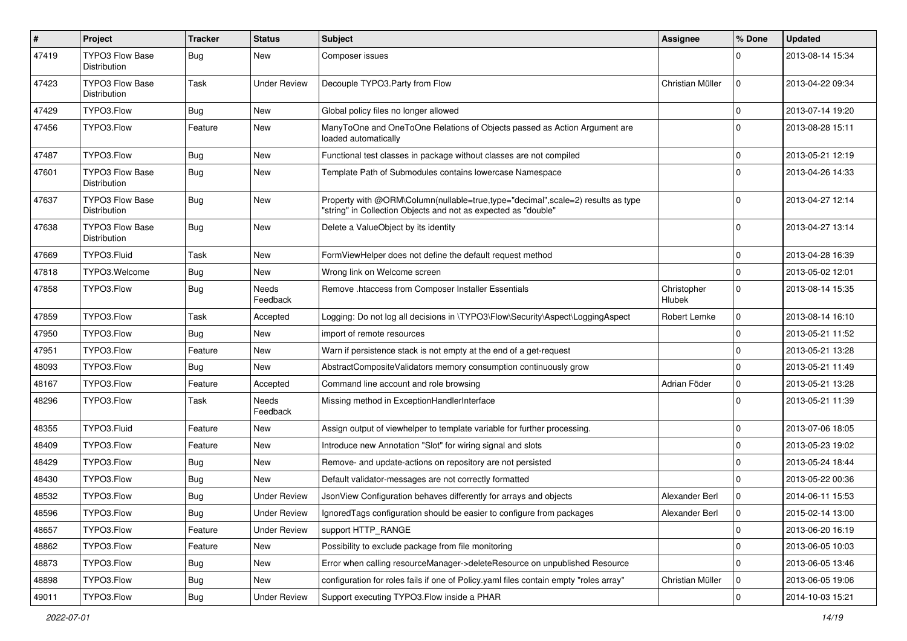| # | Project | Tracker | Status | Subject | Assignee | % Done | Updated |
|---|---|---|---|---|---|---|---|
| 47419 | TYPO3 Flow Base Distribution | Bug | New | Composer issues | | 0 | 2013-08-14 15:34 |
| 47423 | TYPO3 Flow Base Distribution | Task | Under Review | Decouple TYPO3.Party from Flow | Christian Müller | 0 | 2013-04-22 09:34 |
| 47429 | TYPO3.Flow | Bug | New | Global policy files no longer allowed | | 0 | 2013-07-14 19:20 |
| 47456 | TYPO3.Flow | Feature | New | ManyToOne and OneToOne Relations of Objects passed as Action Argument are loaded automatically | | 0 | 2013-08-28 15:11 |
| 47487 | TYPO3.Flow | Bug | New | Functional test classes in package without classes are not compiled | | 0 | 2013-05-21 12:19 |
| 47601 | TYPO3 Flow Base Distribution | Bug | New | Template Path of Submodules contains lowercase Namespace | | 0 | 2013-04-26 14:33 |
| 47637 | TYPO3 Flow Base Distribution | Bug | New | Property with @ORM\Column(nullable=true,type="decimal",scale=2) results as type "string" in Collection Objects and not as expected as "double" | | 0 | 2013-04-27 12:14 |
| 47638 | TYPO3 Flow Base Distribution | Bug | New | Delete a ValueObject by its identity | | 0 | 2013-04-27 13:14 |
| 47669 | TYPO3.Fluid | Task | New | FormViewHelper does not define the default request method | | 0 | 2013-04-28 16:39 |
| 47818 | TYPO3.Welcome | Bug | New | Wrong link on Welcome screen | | 0 | 2013-05-02 12:01 |
| 47858 | TYPO3.Flow | Bug | Needs Feedback | Remove .htaccess from Composer Installer Essentials | Christopher Hlubek | 0 | 2013-08-14 15:35 |
| 47859 | TYPO3.Flow | Task | Accepted | Logging: Do not log all decisions in \TYPO3\Flow\Security\Aspect\LoggingAspect | Robert Lemke | 0 | 2013-08-14 16:10 |
| 47950 | TYPO3.Flow | Bug | New | import of remote resources | | 0 | 2013-05-21 11:52 |
| 47951 | TYPO3.Flow | Feature | New | Warn if persistence stack is not empty at the end of a get-request | | 0 | 2013-05-21 13:28 |
| 48093 | TYPO3.Flow | Bug | New | AbstractCompositeValidators memory consumption continuously grow | | 0 | 2013-05-21 11:49 |
| 48167 | TYPO3.Flow | Feature | Accepted | Command line account and role browsing | Adrian Föder | 0 | 2013-05-21 13:28 |
| 48296 | TYPO3.Flow | Task | Needs Feedback | Missing method in ExceptionHandlerInterface | | 0 | 2013-05-21 11:39 |
| 48355 | TYPO3.Fluid | Feature | New | Assign output of viewhelper to template variable for further processing. | | 0 | 2013-07-06 18:05 |
| 48409 | TYPO3.Flow | Feature | New | Introduce new Annotation "Slot" for wiring signal and slots | | 0 | 2013-05-23 19:02 |
| 48429 | TYPO3.Flow | Bug | New | Remove- and update-actions on repository are not persisted | | 0 | 2013-05-24 18:44 |
| 48430 | TYPO3.Flow | Bug | New | Default validator-messages are not correctly formatted | | 0 | 2013-05-22 00:36 |
| 48532 | TYPO3.Flow | Bug | Under Review | JsonView Configuration behaves differently for arrays and objects | Alexander Berl | 0 | 2014-06-11 15:53 |
| 48596 | TYPO3.Flow | Bug | Under Review | IgnoredTags configuration should be easier to configure from packages | Alexander Berl | 0 | 2015-02-14 13:00 |
| 48657 | TYPO3.Flow | Feature | Under Review | support HTTP_RANGE | | 0 | 2013-06-20 16:19 |
| 48862 | TYPO3.Flow | Feature | New | Possibility to exclude package from file monitoring | | 0 | 2013-06-05 10:03 |
| 48873 | TYPO3.Flow | Bug | New | Error when calling resourceManager->deleteResource on unpublished Resource | | 0 | 2013-06-05 13:46 |
| 48898 | TYPO3.Flow | Bug | New | configuration for roles fails if one of Policy.yaml files contain empty "roles array" | Christian Müller | 0 | 2013-06-05 19:06 |
| 49011 | TYPO3.Flow | Bug | Under Review | Support executing TYPO3.Flow inside a PHAR | | 0 | 2014-10-03 15:21 |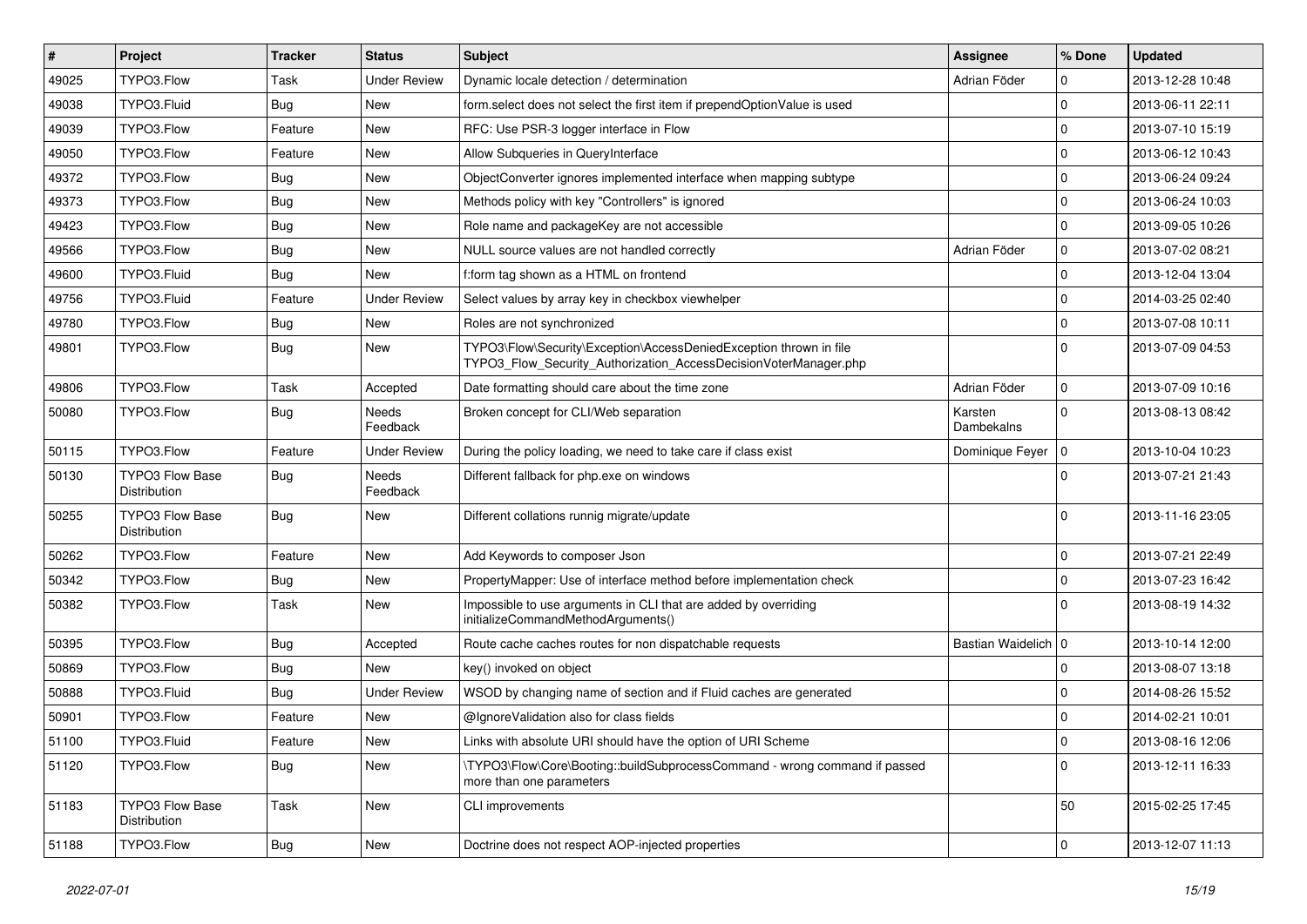| # | Project | Tracker | Status | Subject | Assignee | % Done | Updated |
|---|---|---|---|---|---|---|---|
| 49025 | TYPO3.Flow | Task | Under Review | Dynamic locale detection / determination | Adrian Föder | 0 | 2013-12-28 10:48 |
| 49038 | TYPO3.Fluid | Bug | New | form.select does not select the first item if prependOptionValue is used | | 0 | 2013-06-11 22:11 |
| 49039 | TYPO3.Flow | Feature | New | RFC: Use PSR-3 logger interface in Flow | | 0 | 2013-07-10 15:19 |
| 49050 | TYPO3.Flow | Feature | New | Allow Subqueries in QueryInterface | | 0 | 2013-06-12 10:43 |
| 49372 | TYPO3.Flow | Bug | New | ObjectConverter ignores implemented interface when mapping subtype | | 0 | 2013-06-24 09:24 |
| 49373 | TYPO3.Flow | Bug | New | Methods policy with key "Controllers" is ignored | | 0 | 2013-06-24 10:03 |
| 49423 | TYPO3.Flow | Bug | New | Role name and packageKey are not accessible | | 0 | 2013-09-05 10:26 |
| 49566 | TYPO3.Flow | Bug | New | NULL source values are not handled correctly | Adrian Föder | 0 | 2013-07-02 08:21 |
| 49600 | TYPO3.Fluid | Bug | New | f:form tag shown as a HTML on frontend | | 0 | 2013-12-04 13:04 |
| 49756 | TYPO3.Fluid | Feature | Under Review | Select values by array key in checkbox viewhelper | | 0 | 2014-03-25 02:40 |
| 49780 | TYPO3.Flow | Bug | New | Roles are not synchronized | | 0 | 2013-07-08 10:11 |
| 49801 | TYPO3.Flow | Bug | New | TYPO3\Flow\Security\Exception\AccessDeniedException thrown in file TYPO3_Flow_Security_Authorization_AccessDecisionVoterManager.php | | 0 | 2013-07-09 04:53 |
| 49806 | TYPO3.Flow | Task | Accepted | Date formatting should care about the time zone | Adrian Föder | 0 | 2013-07-09 10:16 |
| 50080 | TYPO3.Flow | Bug | Needs Feedback | Broken concept for CLI/Web separation | Karsten Dambekalns | 0 | 2013-08-13 08:42 |
| 50115 | TYPO3.Flow | Feature | Under Review | During the policy loading, we need to take care if class exist | Dominique Feyer | 0 | 2013-10-04 10:23 |
| 50130 | TYPO3 Flow Base Distribution | Bug | Needs Feedback | Different fallback for php.exe on windows | | 0 | 2013-07-21 21:43 |
| 50255 | TYPO3 Flow Base Distribution | Bug | New | Different collations runnig migrate/update | | 0 | 2013-11-16 23:05 |
| 50262 | TYPO3.Flow | Feature | New | Add Keywords to composer Json | | 0 | 2013-07-21 22:49 |
| 50342 | TYPO3.Flow | Bug | New | PropertyMapper: Use of interface method before implementation check | | 0 | 2013-07-23 16:42 |
| 50382 | TYPO3.Flow | Task | New | Impossible to use arguments in CLI that are added by overriding initializeCommandMethodArguments() | | 0 | 2013-08-19 14:32 |
| 50395 | TYPO3.Flow | Bug | Accepted | Route cache caches routes for non dispatchable requests | Bastian Waidelich | 0 | 2013-10-14 12:00 |
| 50869 | TYPO3.Flow | Bug | New | key() invoked on object | | 0 | 2013-08-07 13:18 |
| 50888 | TYPO3.Fluid | Bug | Under Review | WSOD by changing name of section and if Fluid caches are generated | | 0 | 2014-08-26 15:52 |
| 50901 | TYPO3.Flow | Feature | New | @IgnoreValidation also for class fields | | 0 | 2014-02-21 10:01 |
| 51100 | TYPO3.Fluid | Feature | New | Links with absolute URI should have the option of URI Scheme | | 0 | 2013-08-16 12:06 |
| 51120 | TYPO3.Flow | Bug | New | \TYPO3\Flow\Core\Booting::buildSubprocessCommand - wrong command if passed more than one parameters | | 0 | 2013-12-11 16:33 |
| 51183 | TYPO3 Flow Base Distribution | Task | New | CLI improvements | | 50 | 2015-02-25 17:45 |
| 51188 | TYPO3.Flow | Bug | New | Doctrine does not respect AOP-injected properties | | 0 | 2013-12-07 11:13 |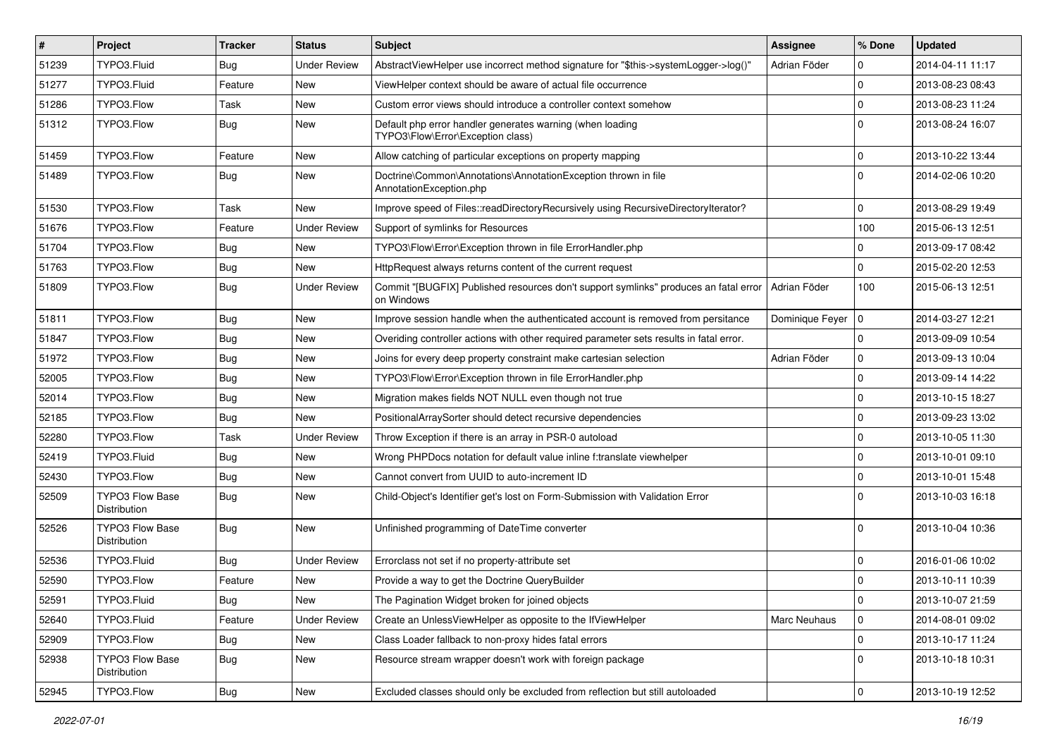| # | Project | Tracker | Status | Subject | Assignee | % Done | Updated |
|---|---|---|---|---|---|---|---|
| 51239 | TYPO3.Fluid | Bug | Under Review | AbstractViewHelper use incorrect method signature for "$this->systemLogger->log()" | Adrian Föder | 0 | 2014-04-11 11:17 |
| 51277 | TYPO3.Fluid | Feature | New | ViewHelper context should be aware of actual file occurrence | | 0 | 2013-08-23 08:43 |
| 51286 | TYPO3.Flow | Task | New | Custom error views should introduce a controller context somehow | | 0 | 2013-08-23 11:24 |
| 51312 | TYPO3.Flow | Bug | New | Default php error handler generates warning (when loading TYPO3\Flow\Error\Exception class) | | 0 | 2013-08-24 16:07 |
| 51459 | TYPO3.Flow | Feature | New | Allow catching of particular exceptions on property mapping | | 0 | 2013-10-22 13:44 |
| 51489 | TYPO3.Flow | Bug | New | Doctrine\Common\Annotations\AnnotationException thrown in file AnnotationException.php | | 0 | 2014-02-06 10:20 |
| 51530 | TYPO3.Flow | Task | New | Improve speed of Files::readDirectoryRecursively using RecursiveDirectoryIterator? | | 0 | 2013-08-29 19:49 |
| 51676 | TYPO3.Flow | Feature | Under Review | Support of symlinks for Resources | | 100 | 2015-06-13 12:51 |
| 51704 | TYPO3.Flow | Bug | New | TYPO3\Flow\Error\Exception thrown in file ErrorHandler.php | | 0 | 2013-09-17 08:42 |
| 51763 | TYPO3.Flow | Bug | New | HttpRequest always returns content of the current request | | 0 | 2015-02-20 12:53 |
| 51809 | TYPO3.Flow | Bug | Under Review | Commit "[BUGFIX] Published resources don't support symlinks" produces an fatal error on Windows | Adrian Föder | 100 | 2015-06-13 12:51 |
| 51811 | TYPO3.Flow | Bug | New | Improve session handle when the authenticated account is removed from persitance | Dominique Feyer | 0 | 2014-03-27 12:21 |
| 51847 | TYPO3.Flow | Bug | New | Overiding controller actions with other required parameter sets results in fatal error. | | 0 | 2013-09-09 10:54 |
| 51972 | TYPO3.Flow | Bug | New | Joins for every deep property constraint make cartesian selection | Adrian Föder | 0 | 2013-09-13 10:04 |
| 52005 | TYPO3.Flow | Bug | New | TYPO3\Flow\Error\Exception thrown in file ErrorHandler.php | | 0 | 2013-09-14 14:22 |
| 52014 | TYPO3.Flow | Bug | New | Migration makes fields NOT NULL even though not true | | 0 | 2013-10-15 18:27 |
| 52185 | TYPO3.Flow | Bug | New | PositionalArraySorter should detect recursive dependencies | | 0 | 2013-09-23 13:02 |
| 52280 | TYPO3.Flow | Task | Under Review | Throw Exception if there is an array in PSR-0 autoload | | 0 | 2013-10-05 11:30 |
| 52419 | TYPO3.Fluid | Bug | New | Wrong PHPDocs notation for default value inline f:translate viewhelper | | 0 | 2013-10-01 09:10 |
| 52430 | TYPO3.Flow | Bug | New | Cannot convert from UUID to auto-increment ID | | 0 | 2013-10-01 15:48 |
| 52509 | TYPO3 Flow Base Distribution | Bug | New | Child-Object's Identifier get's lost on Form-Submission with Validation Error | | 0 | 2013-10-03 16:18 |
| 52526 | TYPO3 Flow Base Distribution | Bug | New | Unfinished programming of DateTime converter | | 0 | 2013-10-04 10:36 |
| 52536 | TYPO3.Fluid | Bug | Under Review | Errorclass not set if no property-attribute set | | 0 | 2016-01-06 10:02 |
| 52590 | TYPO3.Flow | Feature | New | Provide a way to get the Doctrine QueryBuilder | | 0 | 2013-10-11 10:39 |
| 52591 | TYPO3.Fluid | Bug | New | The Pagination Widget broken for joined objects | | 0 | 2013-10-07 21:59 |
| 52640 | TYPO3.Fluid | Feature | Under Review | Create an UnlessViewHelper as opposite to the IfViewHelper | Marc Neuhaus | 0 | 2014-08-01 09:02 |
| 52909 | TYPO3.Flow | Bug | New | Class Loader fallback to non-proxy hides fatal errors | | 0 | 2013-10-17 11:24 |
| 52938 | TYPO3 Flow Base Distribution | Bug | New | Resource stream wrapper doesn't work with foreign package | | 0 | 2013-10-18 10:31 |
| 52945 | TYPO3.Flow | Bug | New | Excluded classes should only be excluded from reflection but still autoloaded | | 0 | 2013-10-19 12:52 |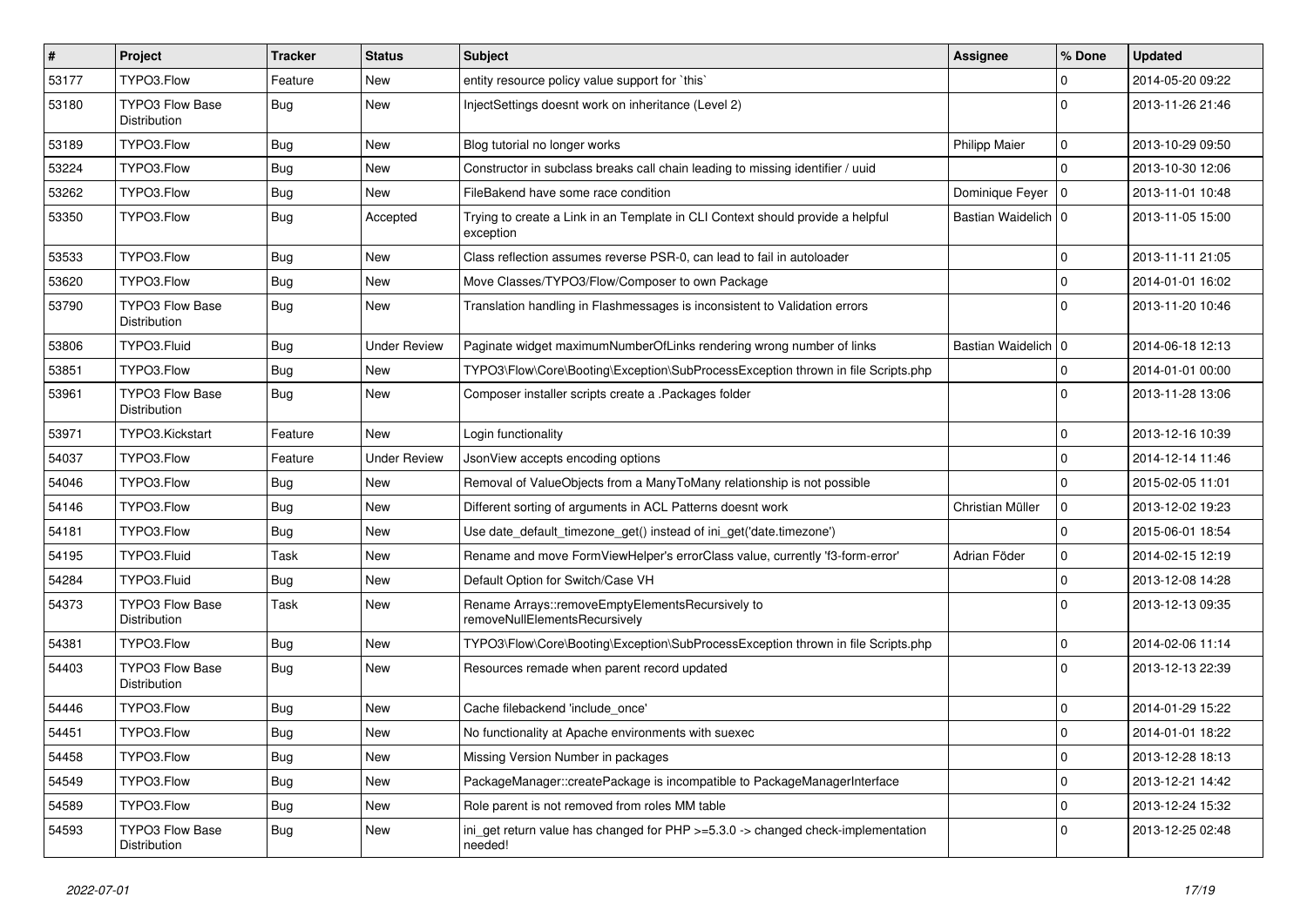| # | Project | Tracker | Status | Subject | Assignee | % Done | Updated |
|---|---|---|---|---|---|---|---|
| 53177 | TYPO3.Flow | Feature | New | entity resource policy value support for `this` | | 0 | 2014-05-20 09:22 |
| 53180 | TYPO3 Flow Base Distribution | Bug | New | InjectSettings doesnt work on inheritance (Level 2) | | 0 | 2013-11-26 21:46 |
| 53189 | TYPO3.Flow | Bug | New | Blog tutorial no longer works | Philipp Maier | 0 | 2013-10-29 09:50 |
| 53224 | TYPO3.Flow | Bug | New | Constructor in subclass breaks call chain leading to missing identifier / uuid | | 0 | 2013-10-30 12:06 |
| 53262 | TYPO3.Flow | Bug | New | FileBakend have some race condition | Dominique Feyer | 0 | 2013-11-01 10:48 |
| 53350 | TYPO3.Flow | Bug | Accepted | Trying to create a Link in an Template in CLI Context should provide a helpful exception | Bastian Waidelich | 0 | 2013-11-05 15:00 |
| 53533 | TYPO3.Flow | Bug | New | Class reflection assumes reverse PSR-0, can lead to fail in autoloader | | 0 | 2013-11-11 21:05 |
| 53620 | TYPO3.Flow | Bug | New | Move Classes/TYPO3/Flow/Composer to own Package | | 0 | 2014-01-01 16:02 |
| 53790 | TYPO3 Flow Base Distribution | Bug | New | Translation handling in Flashmessages is inconsistent to Validation errors | | 0 | 2013-11-20 10:46 |
| 53806 | TYPO3.Fluid | Bug | Under Review | Paginate widget maximumNumberOfLinks rendering wrong number of links | Bastian Waidelich | 0 | 2014-06-18 12:13 |
| 53851 | TYPO3.Flow | Bug | New | TYPO3\Flow\Core\Booting\Exception\SubProcessException thrown in file Scripts.php | | 0 | 2014-01-01 00:00 |
| 53961 | TYPO3 Flow Base Distribution | Bug | New | Composer installer scripts create a .Packages folder | | 0 | 2013-11-28 13:06 |
| 53971 | TYPO3.Kickstart | Feature | New | Login functionality | | 0 | 2013-12-16 10:39 |
| 54037 | TYPO3.Flow | Feature | Under Review | JsonView accepts encoding options | | 0 | 2014-12-14 11:46 |
| 54046 | TYPO3.Flow | Bug | New | Removal of ValueObjects from a ManyToMany relationship is not possible | | 0 | 2015-02-05 11:01 |
| 54146 | TYPO3.Flow | Bug | New | Different sorting of arguments in ACL Patterns doesnt work | Christian Müller | 0 | 2013-12-02 19:23 |
| 54181 | TYPO3.Flow | Bug | New | Use date_default_timezone_get() instead of ini_get('date.timezone') | | 0 | 2015-06-01 18:54 |
| 54195 | TYPO3.Fluid | Task | New | Rename and move FormViewHelper's errorClass value, currently 'f3-form-error' | Adrian Föder | 0 | 2014-02-15 12:19 |
| 54284 | TYPO3.Fluid | Bug | New | Default Option for Switch/Case VH | | 0 | 2013-12-08 14:28 |
| 54373 | TYPO3 Flow Base Distribution | Task | New | Rename Arrays::removeEmptyElementsRecursively to removeNullElementsRecursively | | 0 | 2013-12-13 09:35 |
| 54381 | TYPO3.Flow | Bug | New | TYPO3\Flow\Core\Booting\Exception\SubProcessException thrown in file Scripts.php | | 0 | 2014-02-06 11:14 |
| 54403 | TYPO3 Flow Base Distribution | Bug | New | Resources remade when parent record updated | | 0 | 2013-12-13 22:39 |
| 54446 | TYPO3.Flow | Bug | New | Cache filebackend 'include_once' | | 0 | 2014-01-29 15:22 |
| 54451 | TYPO3.Flow | Bug | New | No functionality at Apache environments with suexec | | 0 | 2014-01-01 18:22 |
| 54458 | TYPO3.Flow | Bug | New | Missing Version Number in packages | | 0 | 2013-12-28 18:13 |
| 54549 | TYPO3.Flow | Bug | New | PackageManager::createPackage is incompatible to PackageManagerInterface | | 0 | 2013-12-21 14:42 |
| 54589 | TYPO3.Flow | Bug | New | Role parent is not removed from roles MM table | | 0 | 2013-12-24 15:32 |
| 54593 | TYPO3 Flow Base Distribution | Bug | New | ini_get return value has changed for PHP >=5.3.0 -> changed check-implementation needed! | | 0 | 2013-12-25 02:48 |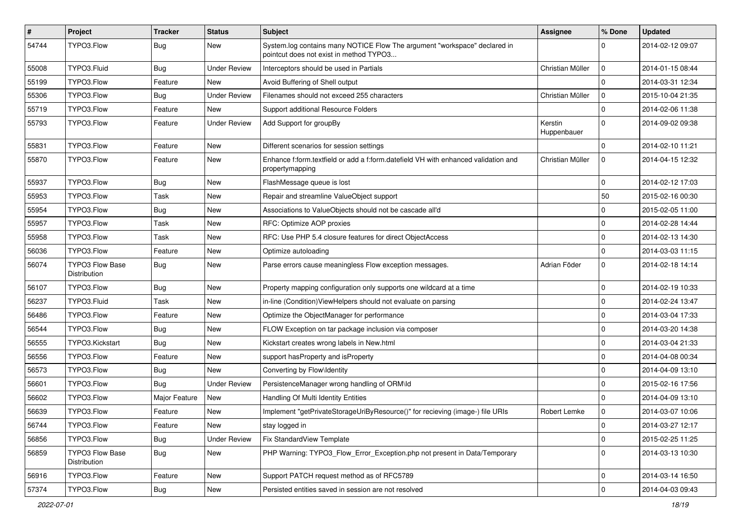| # | Project | Tracker | Status | Subject | Assignee | % Done | Updated |
|---|---|---|---|---|---|---|---|
| 54744 | TYPO3.Flow | Bug | New | System.log contains many NOTICE Flow The argument "workspace" declared in pointcut does not exist in method TYPO3... | | 0 | 2014-02-12 09:07 |
| 55008 | TYPO3.Fluid | Bug | Under Review | Interceptors should be used in Partials | Christian Müller | 0 | 2014-01-15 08:44 |
| 55199 | TYPO3.Flow | Feature | New | Avoid Buffering of Shell output | | 0 | 2014-03-31 12:34 |
| 55306 | TYPO3.Flow | Bug | Under Review | Filenames should not exceed 255 characters | Christian Müller | 0 | 2015-10-04 21:35 |
| 55719 | TYPO3.Flow | Feature | New | Support additional Resource Folders | | 0 | 2014-02-06 11:38 |
| 55793 | TYPO3.Flow | Feature | Under Review | Add Support for groupBy | Kerstin Huppenbauer | 0 | 2014-09-02 09:38 |
| 55831 | TYPO3.Flow | Feature | New | Different scenarios for session settings | | 0 | 2014-02-10 11:21 |
| 55870 | TYPO3.Flow | Feature | New | Enhance f:form.textfield or add a f:form.datefield VH with enhanced validation and propertymapping | Christian Müller | 0 | 2014-04-15 12:32 |
| 55937 | TYPO3.Flow | Bug | New | FlashMessage queue is lost | | 0 | 2014-02-12 17:03 |
| 55953 | TYPO3.Flow | Task | New | Repair and streamline ValueObject support | | 50 | 2015-02-16 00:30 |
| 55954 | TYPO3.Flow | Bug | New | Associations to ValueObjects should not be cascade all'd | | 0 | 2015-02-05 11:00 |
| 55957 | TYPO3.Flow | Task | New | RFC: Optimize AOP proxies | | 0 | 2014-02-28 14:44 |
| 55958 | TYPO3.Flow | Task | New | RFC: Use PHP 5.4 closure features for direct ObjectAccess | | 0 | 2014-02-13 14:30 |
| 56036 | TYPO3.Flow | Feature | New | Optimize autoloading | | 0 | 2014-03-03 11:15 |
| 56074 | TYPO3 Flow Base Distribution | Bug | New | Parse errors cause meaningless Flow exception messages. | Adrian Föder | 0 | 2014-02-18 14:14 |
| 56107 | TYPO3.Flow | Bug | New | Property mapping configuration only supports one wildcard at a time | | 0 | 2014-02-19 10:33 |
| 56237 | TYPO3.Fluid | Task | New | in-line (Condition)ViewHelpers should not evaluate on parsing | | 0 | 2014-02-24 13:47 |
| 56486 | TYPO3.Flow | Feature | New | Optimize the ObjectManager for performance | | 0 | 2014-03-04 17:33 |
| 56544 | TYPO3.Flow | Bug | New | FLOW Exception on tar package inclusion via composer | | 0 | 2014-03-20 14:38 |
| 56555 | TYPO3.Kickstart | Bug | New | Kickstart creates wrong labels in New.html | | 0 | 2014-03-04 21:33 |
| 56556 | TYPO3.Flow | Feature | New | support hasProperty and isProperty | | 0 | 2014-04-08 00:34 |
| 56573 | TYPO3.Flow | Bug | New | Converting by Flow\Identity | | 0 | 2014-04-09 13:10 |
| 56601 | TYPO3.Flow | Bug | Under Review | PersistenceManager wrong handling of ORM\Id | | 0 | 2015-02-16 17:56 |
| 56602 | TYPO3.Flow | Major Feature | New | Handling Of Multi Identity Entities | | 0 | 2014-04-09 13:10 |
| 56639 | TYPO3.Flow | Feature | New | Implement "getPrivateStorageUriByResource()" for recieving (image-) file URIs | Robert Lemke | 0 | 2014-03-07 10:06 |
| 56744 | TYPO3.Flow | Feature | New | stay logged in | | 0 | 2014-03-27 12:17 |
| 56856 | TYPO3.Flow | Bug | Under Review | Fix StandardView Template | | 0 | 2015-02-25 11:25 |
| 56859 | TYPO3 Flow Base Distribution | Bug | New | PHP Warning: TYPO3_Flow_Error_Exception.php not present in Data/Temporary | | 0 | 2014-03-13 10:30 |
| 56916 | TYPO3.Flow | Feature | New | Support PATCH request method as of RFC5789 | | 0 | 2014-03-14 16:50 |
| 57374 | TYPO3.Flow | Bug | New | Persisted entities saved in session are not resolved | | 0 | 2014-04-03 09:43 |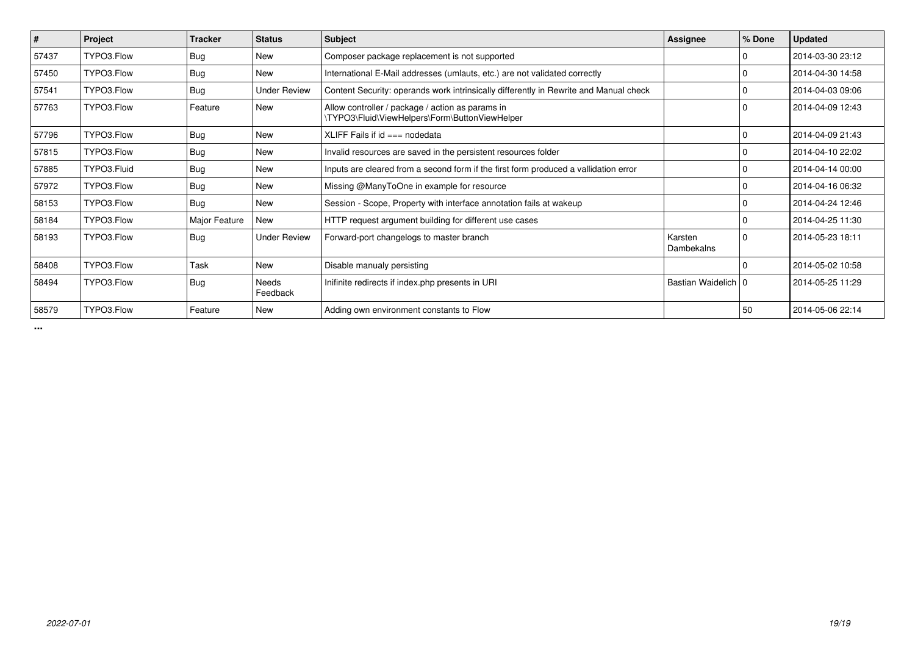| # | Project | Tracker | Status | Subject | Assignee | % Done | Updated |
|---|---|---|---|---|---|---|---|
| 57437 | TYPO3.Flow | Bug | New | Composer package replacement is not supported | | 0 | 2014-03-30 23:12 |
| 57450 | TYPO3.Flow | Bug | New | International E-Mail addresses (umlauts, etc.) are not validated correctly | | 0 | 2014-04-30 14:58 |
| 57541 | TYPO3.Flow | Bug | Under Review | Content Security: operands work intrinsically differently in Rewrite and Manual check | | 0 | 2014-04-03 09:06 |
| 57763 | TYPO3.Flow | Feature | New | Allow controller / package / action as params in \TYPO3\Fluid\ViewHelpers\Form\ButtonViewHelper | | 0 | 2014-04-09 12:43 |
| 57796 | TYPO3.Flow | Bug | New | XLIFF Fails if id === nodedata | | 0 | 2014-04-09 21:43 |
| 57815 | TYPO3.Flow | Bug | New | Invalid resources are saved in the persistent resources folder | | 0 | 2014-04-10 22:02 |
| 57885 | TYPO3.Fluid | Bug | New | Inputs are cleared from a second form if the first form produced a vallidation error | | 0 | 2014-04-14 00:00 |
| 57972 | TYPO3.Flow | Bug | New | Missing @ManyToOne in example for resource | | 0 | 2014-04-16 06:32 |
| 58153 | TYPO3.Flow | Bug | New | Session - Scope, Property with interface annotation fails at wakeup | | 0 | 2014-04-24 12:46 |
| 58184 | TYPO3.Flow | Major Feature | New | HTTP request argument building for different use cases | | 0 | 2014-04-25 11:30 |
| 58193 | TYPO3.Flow | Bug | Under Review | Forward-port changelogs to master branch | Karsten Dambekalns | 0 | 2014-05-23 18:11 |
| 58408 | TYPO3.Flow | Task | New | Disable manualy persisting | | 0 | 2014-05-02 10:58 |
| 58494 | TYPO3.Flow | Bug | Needs Feedback | Inifinite redirects if index.php presents in URI | Bastian Waidelich | 0 | 2014-05-25 11:29 |
| 58579 | TYPO3.Flow | Feature | New | Adding own environment constants to Flow | | 50 | 2014-05-06 22:14 |

...